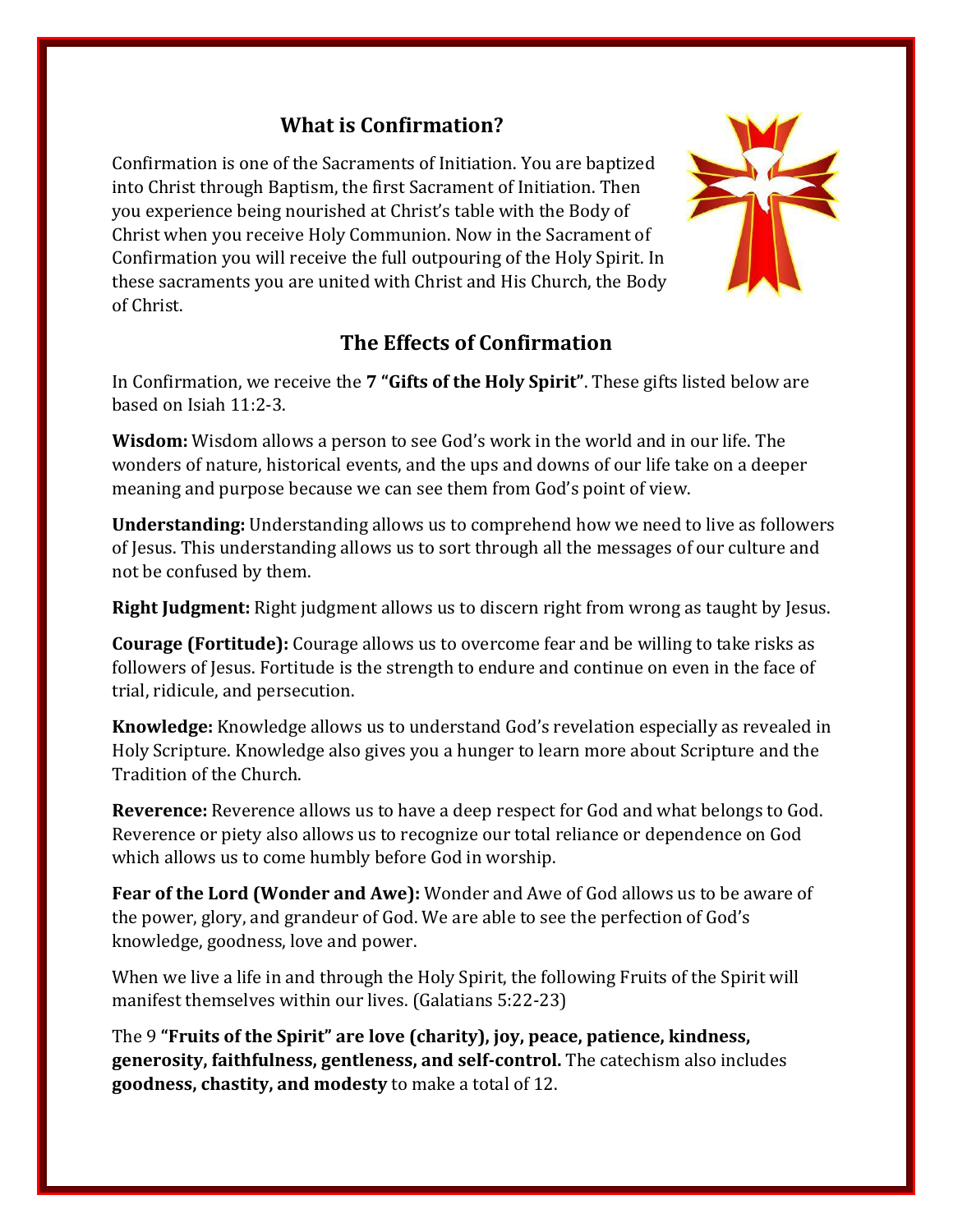## What is Confirmation?

Confirmation is one of the Sacraments of Initiation. You are baptized into Christ through Baptism, the first Sacrament of Initiation. Then you experience being nourished at Christ's table with the Body of Christ when you receive Holy Communion. Now in the Sacrament of Confirmation you will receive the full outpouring of the Holy Spirit. In these sacraments you are united with Christ and His Church, the Body of Christ.

## The Effects of Confirmation

In Confirmation, we receive the **7 "Gifts of the Holy Spirit"**. These gifts listed below are based on Isiah 11:2-3.

**Wisdom:** Wisdom allows a person to see God's work in the world and in our life. The wonders of nature, historical events, and the ups and downs of our life take on a deeper meaning and purpose because we can see them from God's point of view.

**Understanding:** Understanding allows us to comprehend how we need to live as followers of Jesus. This understanding allows us to sort through all the messages of our culture and not be confused by them.

**Right Judgment:** Right judgment allows us to discern right from wrong as taught by Jesus.

**Courage (Fortitude):** Courage allows us to overcome fear and be willing to take risks as followers of Jesus. Fortitude is the strength to endure and continue on even in the face of trial, ridicule, and persecution.

**Knowledge:** Knowledge allows us to understand God's revelation especially as revealed in Holy Scripture. Knowledge also gives you a hunger to learn more about Scripture and the Tradition of the Church.

**Reverence:** Reverence allows us to have a deep respect for God and what belongs to God. Reverence or piety also allows us to recognize our total reliance or dependence on God which allows us to come humbly before God in worship.

**Fear of the Lord (Wonder and Awe):** Wonder and Awe of God allows us to be aware of the power, glory, and grandeur of God. We are able to see the perfection of God's knowledge, goodness, love and power.

When we live a life in and through the Holy Spirit, the following Fruits of the Spirit will manifest themselves within our lives. (Galatians 5:22-23)

The 9 **"Fruits of the Spirit" are love (charity), joy, peace, patience, kindness, generosity, faithfulness, gentleness, and self-control.** The catechism also includes **goodness, chastity, and modesty** to make a total of 12.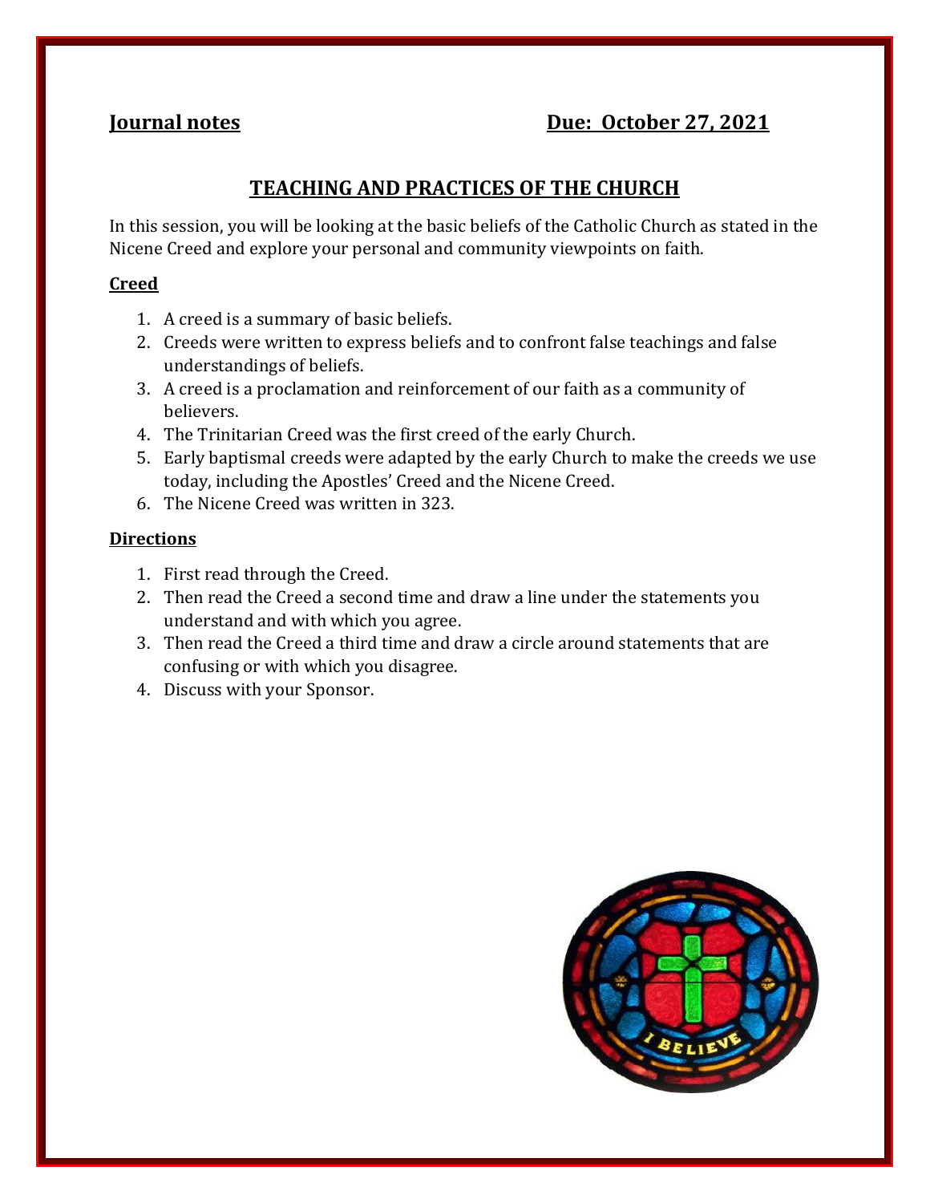**Journal notes** **Due: October 27, 2021**

## TEACHING AND PRACTICES OF THE CHURCH

In this session, you will be looking at the basic beliefs of the Catholic Church as stated in the Nicene Creed and explore your personal and community viewpoints on faith.

### Creed

1. A creed is a summary of basic beliefs.
2. Creeds were written to express beliefs and to confront false teachings and false understandings of beliefs.
3. A creed is a proclamation and reinforcement of our faith as a community of believers.
4. The Trinitarian Creed was the first creed of the early Church.
5. Early baptismal creeds were adapted by the early Church to make the creeds we use today, including the Apostles' Creed and the Nicene Creed.
6. The Nicene Creed was written in 323.

### Directions

1. First read through the Creed.
2. Then read the Creed a second time and draw a line under the statements you understand and with which you agree.
3. Then read the Creed a third time and draw a circle around statements that are confusing or with which you disagree.
4. Discuss with your Sponsor.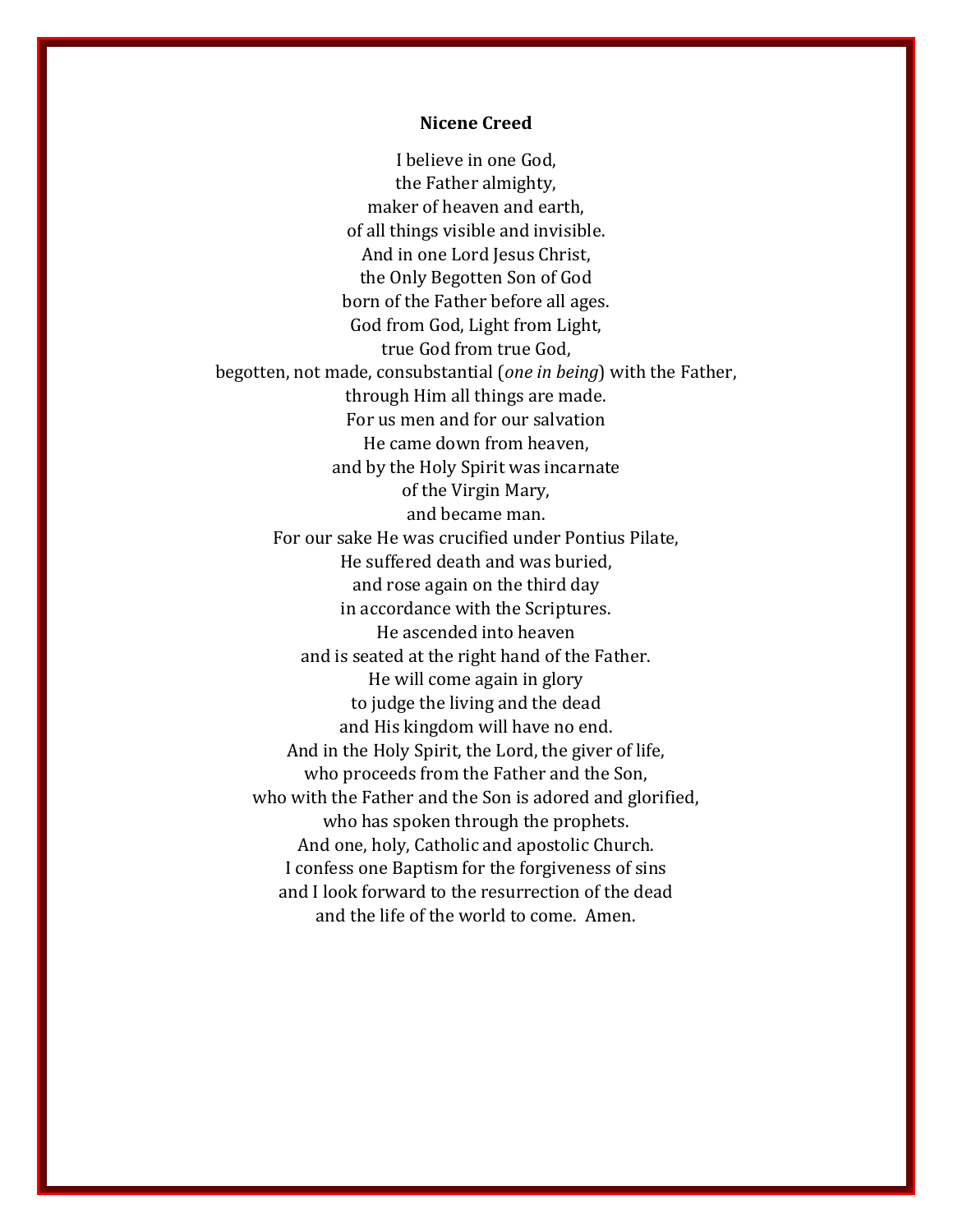**Nicene Creed**

I believe in one God,
the Father almighty,
maker of heaven and earth,
of all things visible and invisible.
And in one Lord Jesus Christ,
the Only Begotten Son of God
born of the Father before all ages.
God from God, Light from Light,
true God from true God,
begotten, not made, consubstantial (*one in being*) with the Father,
through Him all things are made.
For us men and for our salvation
He came down from heaven,
and by the Holy Spirit was incarnate
of the Virgin Mary,
and became man.
For our sake He was crucified under Pontius Pilate,
He suffered death and was buried,
and rose again on the third day
in accordance with the Scriptures.
He ascended into heaven
and is seated at the right hand of the Father.
He will come again in glory
to judge the living and the dead
and His kingdom will have no end.
And in the Holy Spirit, the Lord, the giver of life,
who proceeds from the Father and the Son,
who with the Father and the Son is adored and glorified,
who has spoken through the prophets.
And one, holy, Catholic and apostolic Church.
I confess one Baptism for the forgiveness of sins
and I look forward to the resurrection of the dead
and the life of the world to come. Amen.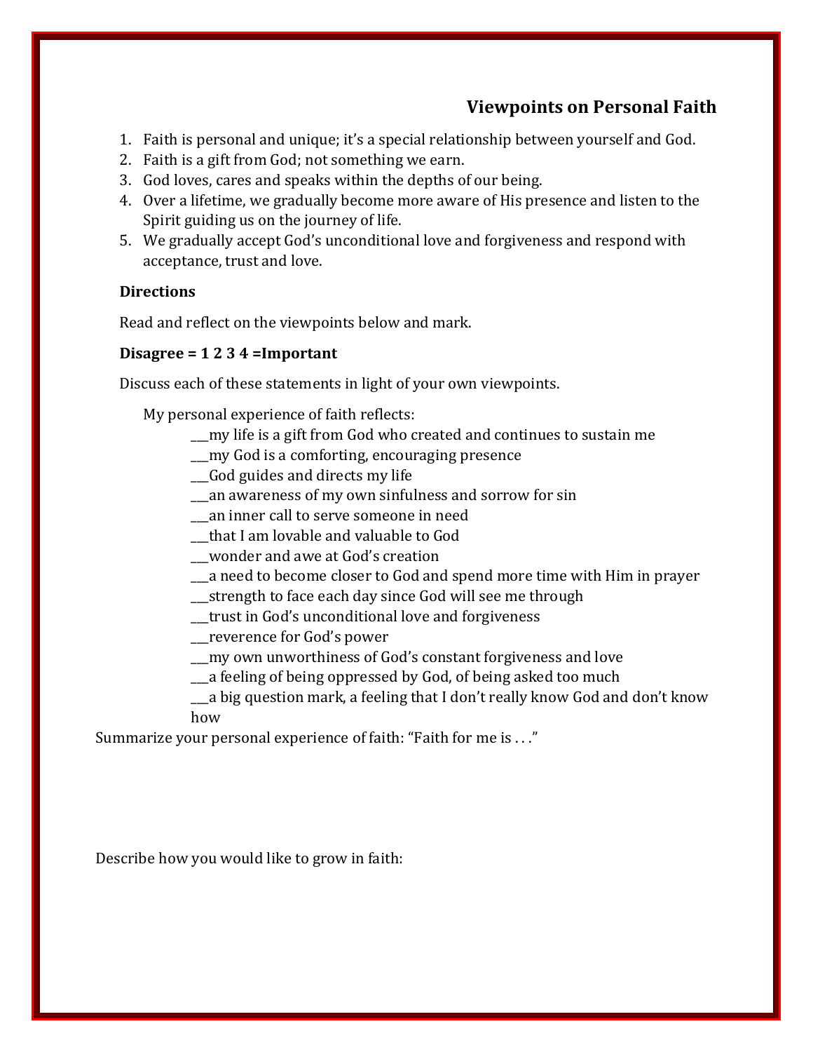## Viewpoints on Personal Faith

1. Faith is personal and unique; it's a special relationship between yourself and God.
2. Faith is a gift from God; not something we earn.
3. God loves, cares and speaks within the depths of our being.
4. Over a lifetime, we gradually become more aware of His presence and listen to the Spirit guiding us on the journey of life.
5. We gradually accept God's unconditional love and forgiveness and respond with acceptance, trust and love.

**Directions**

Read and reflect on the viewpoints below and mark.

**Disagree = 1 2 3 4 =Important**

Discuss each of these statements in light of your own viewpoints.

My personal experience of faith reflects:

___my life is a gift from God who created and continues to sustain me
___my God is a comforting, encouraging presence
___God guides and directs my life
___an awareness of my own sinfulness and sorrow for sin
___an inner call to serve someone in need
___that I am lovable and valuable to God
___wonder and awe at God's creation
___a need to become closer to God and spend more time with Him in prayer
___strength to face each day since God will see me through
___trust in God's unconditional love and forgiveness
___reverence for God's power
___my own unworthiness of God's constant forgiveness and love
___a feeling of being oppressed by God, of being asked too much
___a big question mark, a feeling that I don't really know God and don't know how

Summarize your personal experience of faith: "Faith for me is . . ."

Describe how you would like to grow in faith: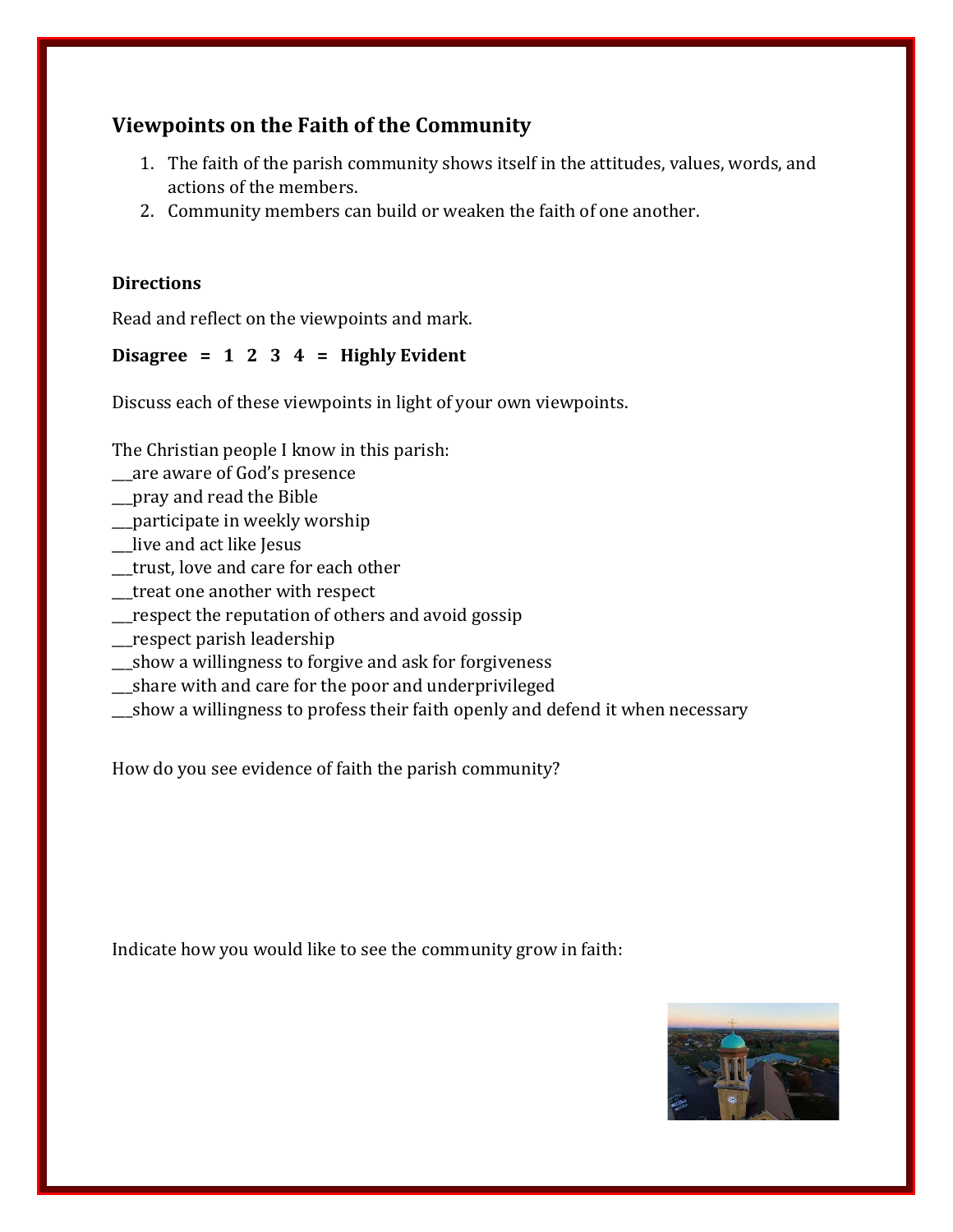## Viewpoints on the Faith of the Community

1. The faith of the parish community shows itself in the attitudes, values, words, and actions of the members.
2. Community members can build or weaken the faith of one another.

**Directions**

Read and reflect on the viewpoints and mark.

**Disagree = 1 2 3 4 = Highly Evident**

Discuss each of these viewpoints in light of your own viewpoints.

The Christian people I know in this parish:
___are aware of God's presence
___pray and read the Bible
___participate in weekly worship
___live and act like Jesus
___trust, love and care for each other
___treat one another with respect
___respect the reputation of others and avoid gossip
___respect parish leadership
___show a willingness to forgive and ask for forgiveness
___share with and care for the poor and underprivileged
___show a willingness to profess their faith openly and defend it when necessary

How do you see evidence of faith the parish community?

Indicate how you would like to see the community grow in faith: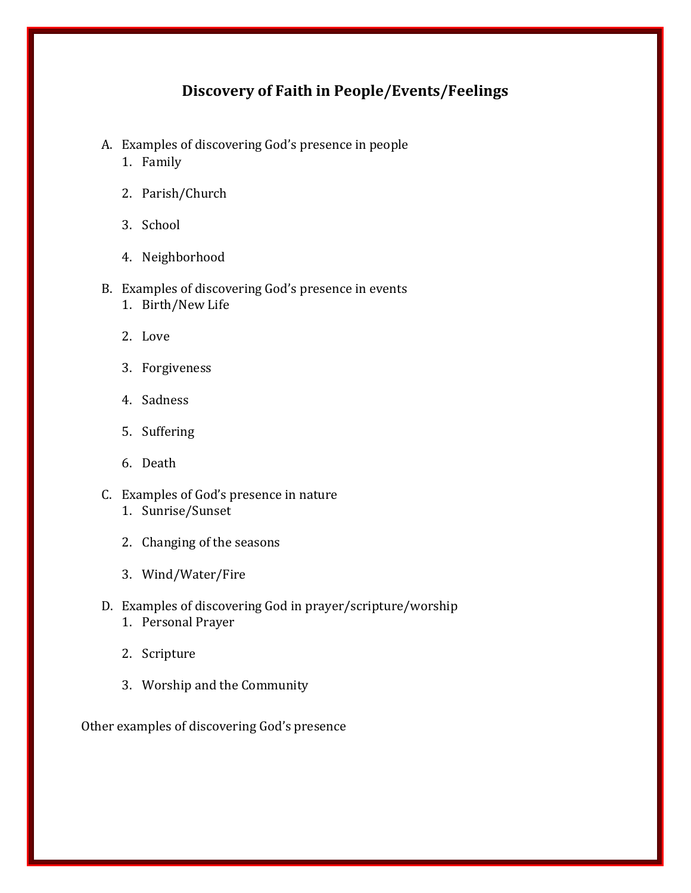# Discovery of Faith in People/Events/Feelings

A. Examples of discovering God's presence in people
   1. Family
   2. Parish/Church
   3. School
   4. Neighborhood

B. Examples of discovering God's presence in events
   1. Birth/New Life
   2. Love
   3. Forgiveness
   4. Sadness
   5. Suffering
   6. Death

C. Examples of God's presence in nature
   1. Sunrise/Sunset
   2. Changing of the seasons
   3. Wind/Water/Fire

D. Examples of discovering God in prayer/scripture/worship
   1. Personal Prayer
   2. Scripture
   3. Worship and the Community

Other examples of discovering God's presence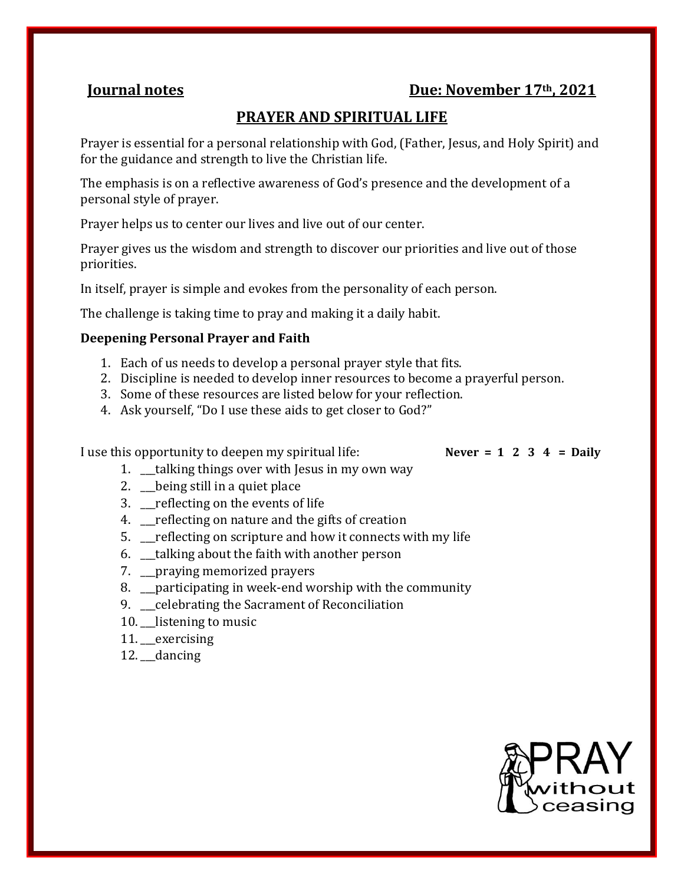**Journal notes** **Due: November 17th, 2021**

## PRAYER AND SPIRITUAL LIFE

Prayer is essential for a personal relationship with God, (Father, Jesus, and Holy Spirit) and for the guidance and strength to live the Christian life.

The emphasis is on a reflective awareness of God's presence and the development of a personal style of prayer.

Prayer helps us to center our lives and live out of our center.

Prayer gives us the wisdom and strength to discover our priorities and live out of those priorities.

In itself, prayer is simple and evokes from the personality of each person.

The challenge is taking time to pray and making it a daily habit.

**Deepening Personal Prayer and Faith**

1. Each of us needs to develop a personal prayer style that fits.
2. Discipline is needed to develop inner resources to become a prayerful person.
3. Some of these resources are listed below for your reflection.
4. Ask yourself, "Do I use these aids to get closer to God?"

I use this opportunity to deepen my spiritual life: **Never = 1 2 3 4 = Daily**

1. ___talking things over with Jesus in my own way
2. ___being still in a quiet place
3. ___reflecting on the events of life
4. ___reflecting on nature and the gifts of creation
5. ___reflecting on scripture and how it connects with my life
6. ___talking about the faith with another person
7. ___praying memorized prayers
8. ___participating in week-end worship with the community
9. ___celebrating the Sacrament of Reconciliation
10. ___listening to music
11. ___exercising
12. ___dancing

PRAY without ceasing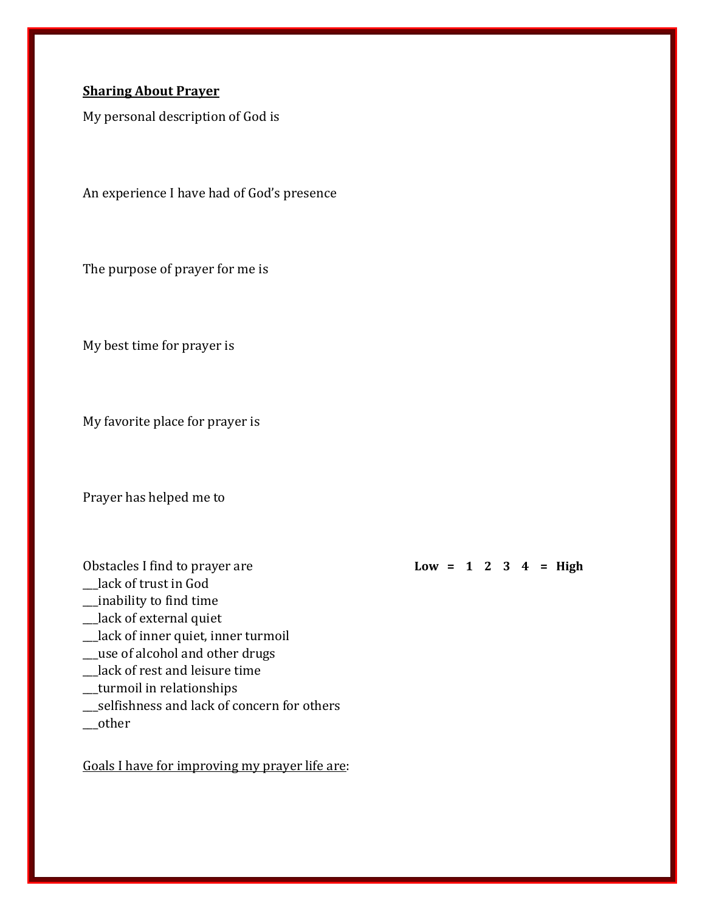**<u>Sharing About Prayer</u>**

My personal description of God is

An experience I have had of God's presence

The purpose of prayer for me is

My best time for prayer is

My favorite place for prayer is

Prayer has helped me to

Obstacles I find to prayer are **Low = 1 2 3 4 = High**

___lack of trust in God
___inability to find time
___lack of external quiet
___lack of inner quiet, inner turmoil
___use of alcohol and other drugs
___lack of rest and leisure time
___turmoil in relationships
___selfishness and lack of concern for others
___other

<u>Goals I have for improving my prayer life are</u>: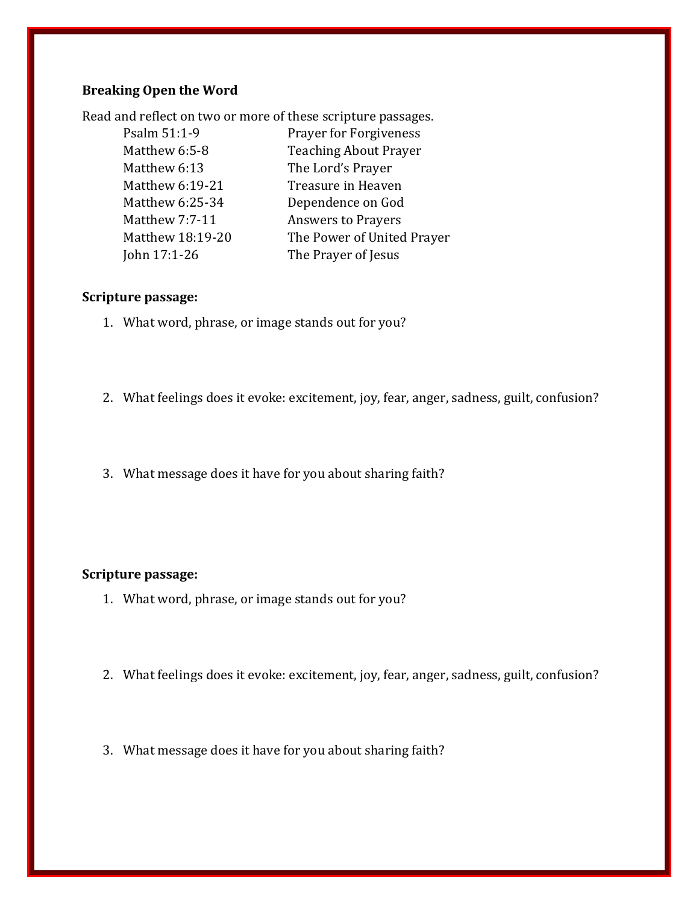**Breaking Open the Word**

Read and reflect on two or more of these scripture passages.

| | |
|---|---|
| Psalm 51:1-9 | Prayer for Forgiveness |
| Matthew 6:5-8 | Teaching About Prayer |
| Matthew 6:13 | The Lord's Prayer |
| Matthew 6:19-21 | Treasure in Heaven |
| Matthew 6:25-34 | Dependence on God |
| Matthew 7:7-11 | Answers to Prayers |
| Matthew 18:19-20 | The Power of United Prayer |
| John 17:1-26 | The Prayer of Jesus |

**Scripture passage:**

1. What word, phrase, or image stands out for you?

2. What feelings does it evoke: excitement, joy, fear, anger, sadness, guilt, confusion?

3. What message does it have for you about sharing faith?

**Scripture passage:**

1. What word, phrase, or image stands out for you?

2. What feelings does it evoke: excitement, joy, fear, anger, sadness, guilt, confusion?

3. What message does it have for you about sharing faith?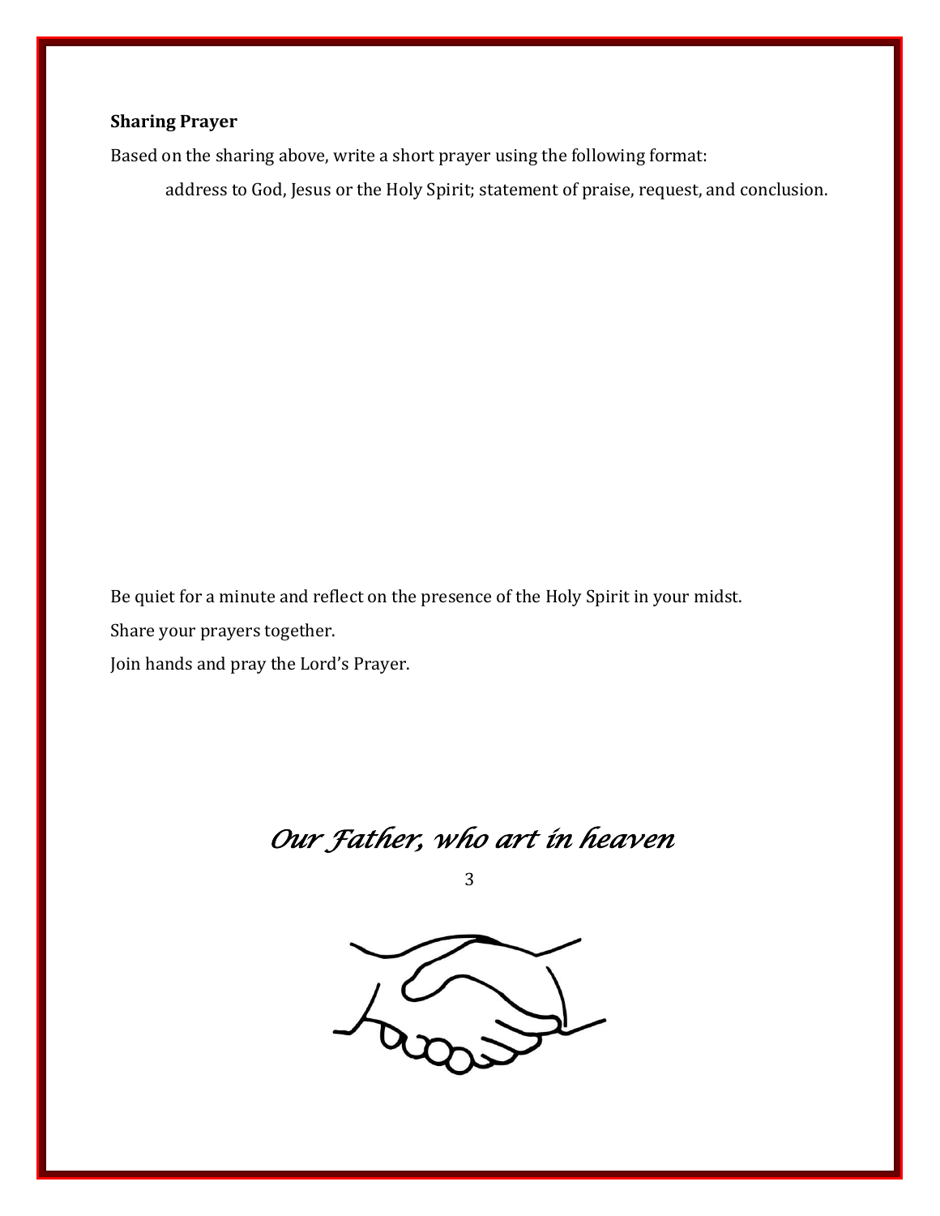**Sharing Prayer**

Based on the sharing above, write a short prayer using the following format:

address to God, Jesus or the Holy Spirit; statement of praise, request, and conclusion.

Be quiet for a minute and reflect on the presence of the Holy Spirit in your midst.

Share your prayers together.

Join hands and pray the Lord's Prayer.

*Our Father, who art in heaven*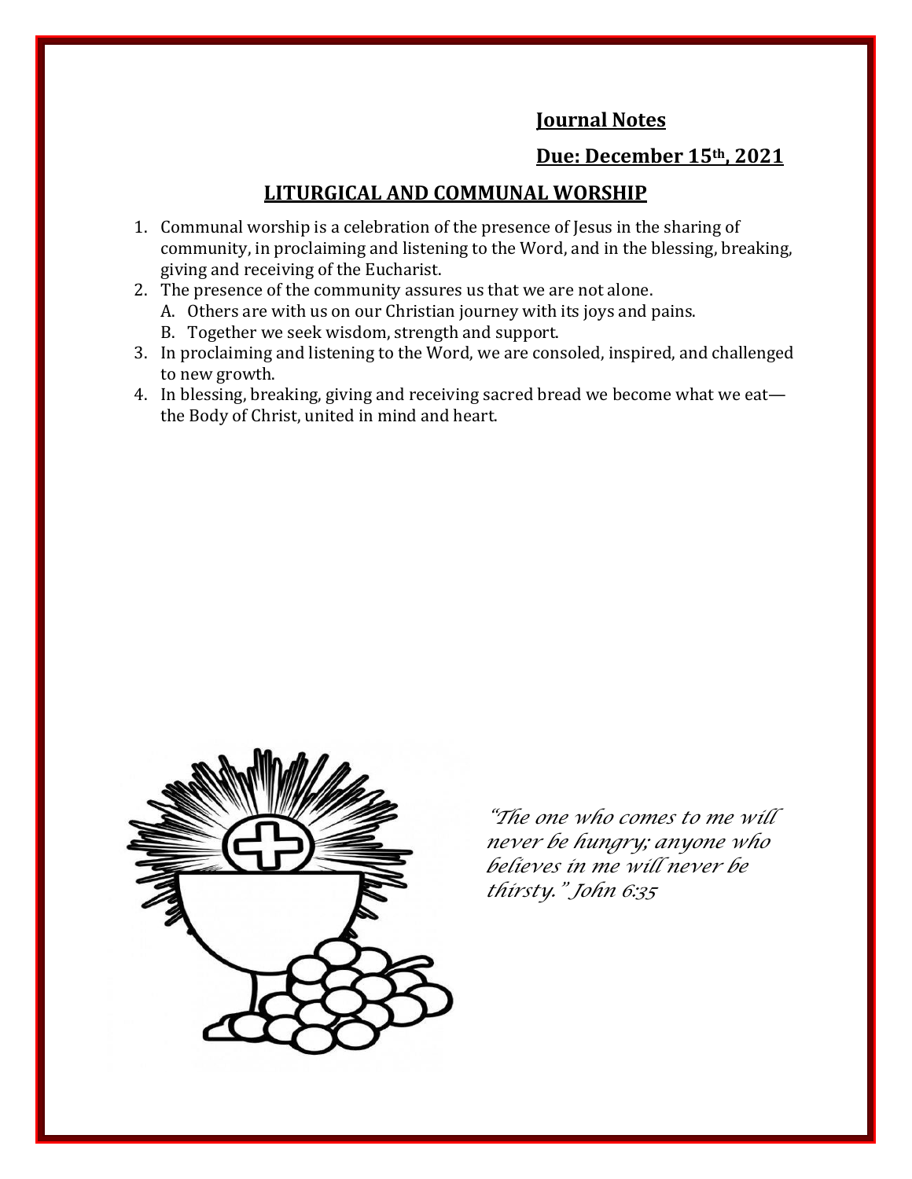**Journal Notes**

**Due: December 15th, 2021**

## LITURGICAL AND COMMUNAL WORSHIP

1. Communal worship is a celebration of the presence of Jesus in the sharing of community, in proclaiming and listening to the Word, and in the blessing, breaking, giving and receiving of the Eucharist.
2. The presence of the community assures us that we are not alone.
   A. Others are with us on our Christian journey with its joys and pains.
   B. Together we seek wisdom, strength and support.
3. In proclaiming and listening to the Word, we are consoled, inspired, and challenged to new growth.
4. In blessing, breaking, giving and receiving sacred bread we become what we eat—the Body of Christ, united in mind and heart.

*"The one who comes to me will never be hungry; anyone who believes in me will never be thirsty." John 6:35*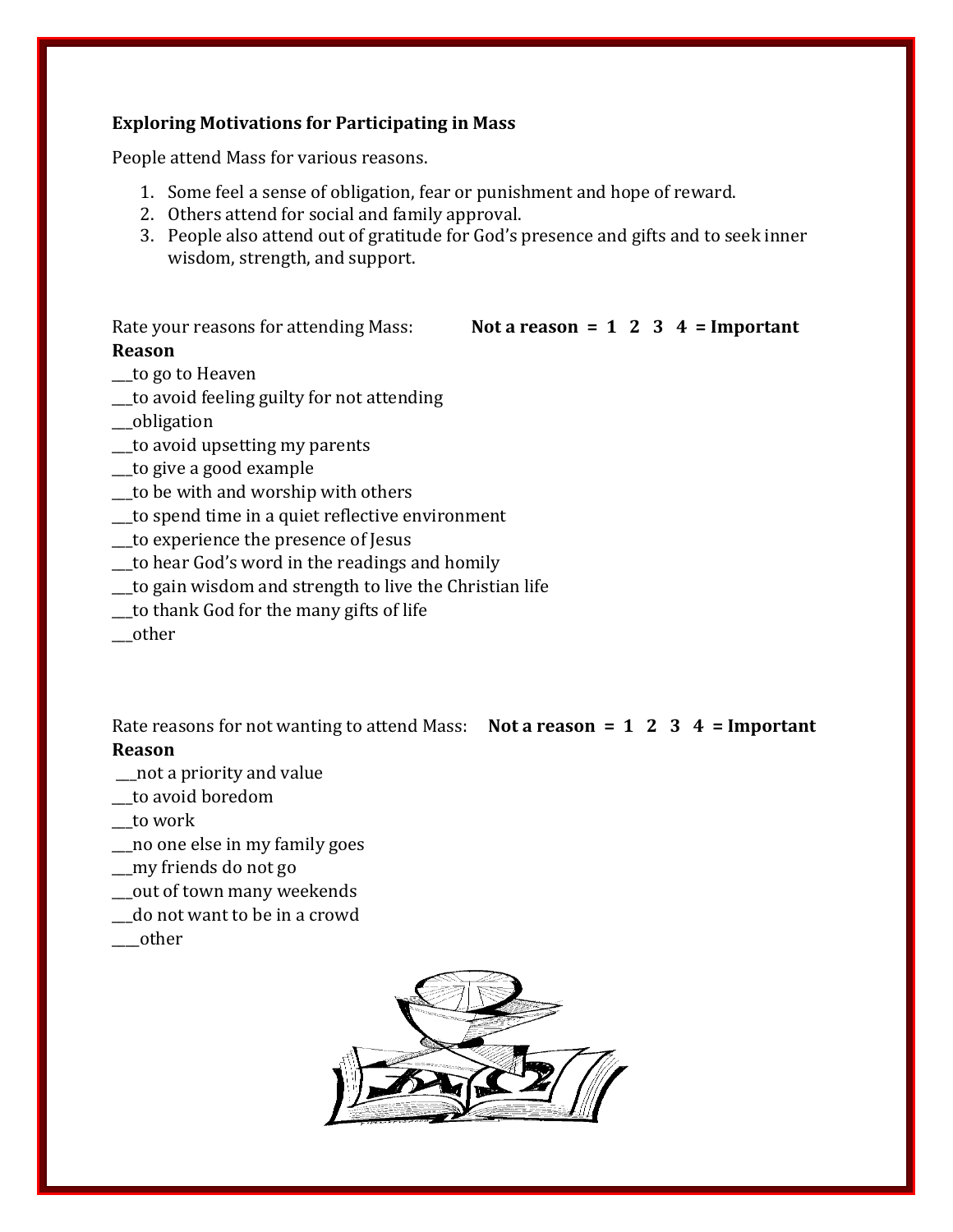**Exploring Motivations for Participating in Mass**

People attend Mass for various reasons.

1. Some feel a sense of obligation, fear or punishment and hope of reward.
2. Others attend for social and family approval.
3. People also attend out of gratitude for God's presence and gifts and to seek inner wisdom, strength, and support.

Rate your reasons for attending Mass: **Not a reason = 1 2 3 4 = Important Reason**

___to go to Heaven
___to avoid feeling guilty for not attending
___obligation
___to avoid upsetting my parents
___to give a good example
___to be with and worship with others
___to spend time in a quiet reflective environment
___to experience the presence of Jesus
___to hear God's word in the readings and homily
___to gain wisdom and strength to live the Christian life
___to thank God for the many gifts of life
___other

Rate reasons for not wanting to attend Mass: **Not a reason = 1 2 3 4 = Important Reason**

___not a priority and value
___to avoid boredom
___to work
___no one else in my family goes
___my friends do not go
___out of town many weekends
___do not want to be in a crowd
____other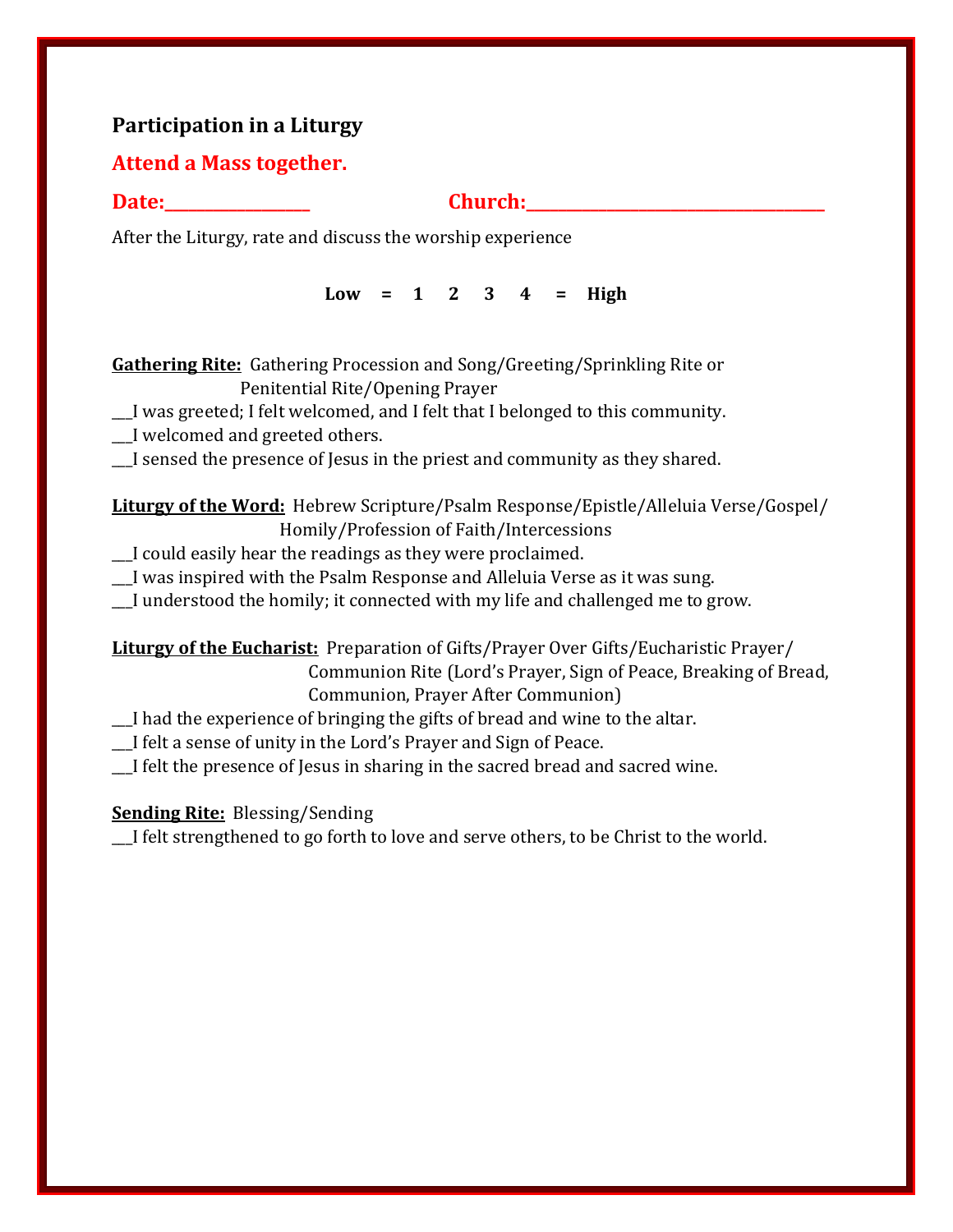## Participation in a Liturgy

**Attend a Mass together.**

**Date:_________________ Church:___________________________________**

After the Liturgy, rate and discuss the worship experience

**Low = 1 2 3 4 = High**

**Gathering Rite:** Gathering Procession and Song/Greeting/Sprinkling Rite or Penitential Rite/Opening Prayer

___I was greeted; I felt welcomed, and I felt that I belonged to this community.
___I welcomed and greeted others.
___I sensed the presence of Jesus in the priest and community as they shared.

**Liturgy of the Word:** Hebrew Scripture/Psalm Response/Epistle/Alleluia Verse/Gospel/ Homily/Profession of Faith/Intercessions

___I could easily hear the readings as they were proclaimed.
___I was inspired with the Psalm Response and Alleluia Verse as it was sung.
___I understood the homily; it connected with my life and challenged me to grow.

**Liturgy of the Eucharist:** Preparation of Gifts/Prayer Over Gifts/Eucharistic Prayer/ Communion Rite (Lord's Prayer, Sign of Peace, Breaking of Bread, Communion, Prayer After Communion)

___I had the experience of bringing the gifts of bread and wine to the altar.
___I felt a sense of unity in the Lord's Prayer and Sign of Peace.
___I felt the presence of Jesus in sharing in the sacred bread and sacred wine.

**Sending Rite:** Blessing/Sending

___I felt strengthened to go forth to love and serve others, to be Christ to the world.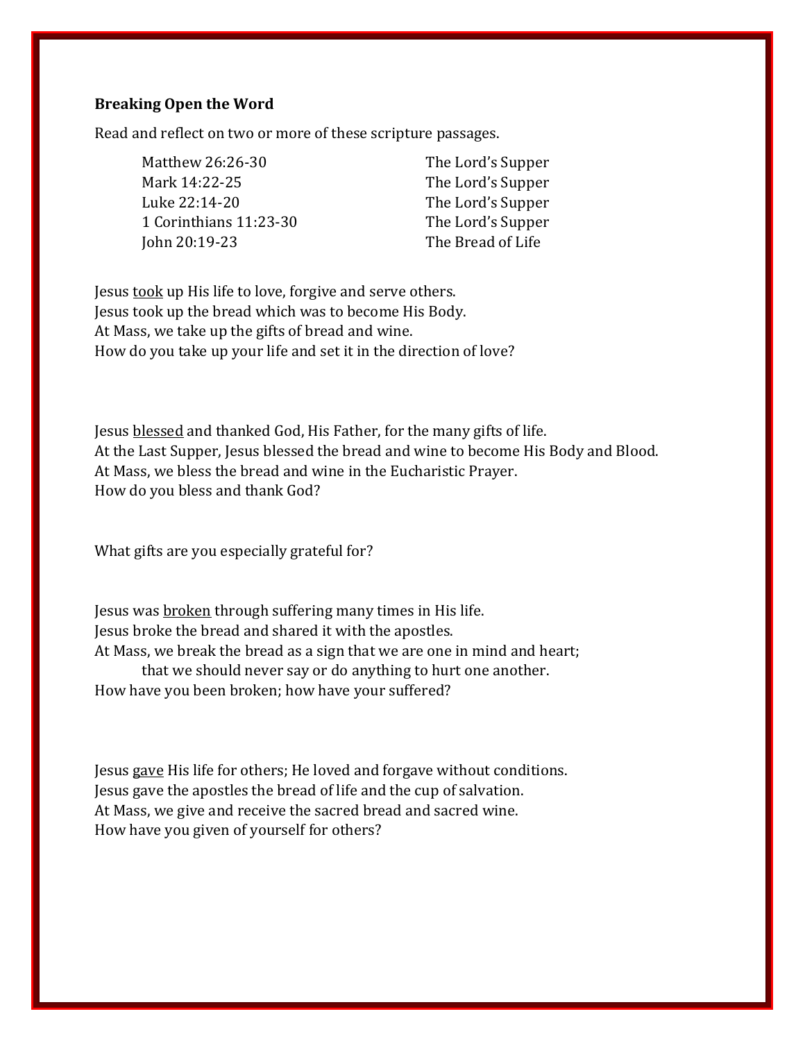**Breaking Open the Word**

Read and reflect on two or more of these scripture passages.

| | |
|---|---|
| Matthew 26:26-30 | The Lord's Supper |
| Mark 14:22-25 | The Lord's Supper |
| Luke 22:14-20 | The Lord's Supper |
| 1 Corinthians 11:23-30 | The Lord's Supper |
| John 20:19-23 | The Bread of Life |

Jesus <u>took</u> up His life to love, forgive and serve others.
Jesus took up the bread which was to become His Body.
At Mass, we take up the gifts of bread and wine.
How do you take up your life and set it in the direction of love?

Jesus <u>blessed</u> and thanked God, His Father, for the many gifts of life.
At the Last Supper, Jesus blessed the bread and wine to become His Body and Blood.
At Mass, we bless the bread and wine in the Eucharistic Prayer.
How do you bless and thank God?

What gifts are you especially grateful for?

Jesus was <u>broken</u> through suffering many times in His life.
Jesus broke the bread and shared it with the apostles.
At Mass, we break the bread as a sign that we are one in mind and heart;
 that we should never say or do anything to hurt one another.
How have you been broken; how have your suffered?

Jesus <u>gave</u> His life for others; He loved and forgave without conditions.
Jesus gave the apostles the bread of life and the cup of salvation.
At Mass, we give and receive the sacred bread and sacred wine.
How have you given of yourself for others?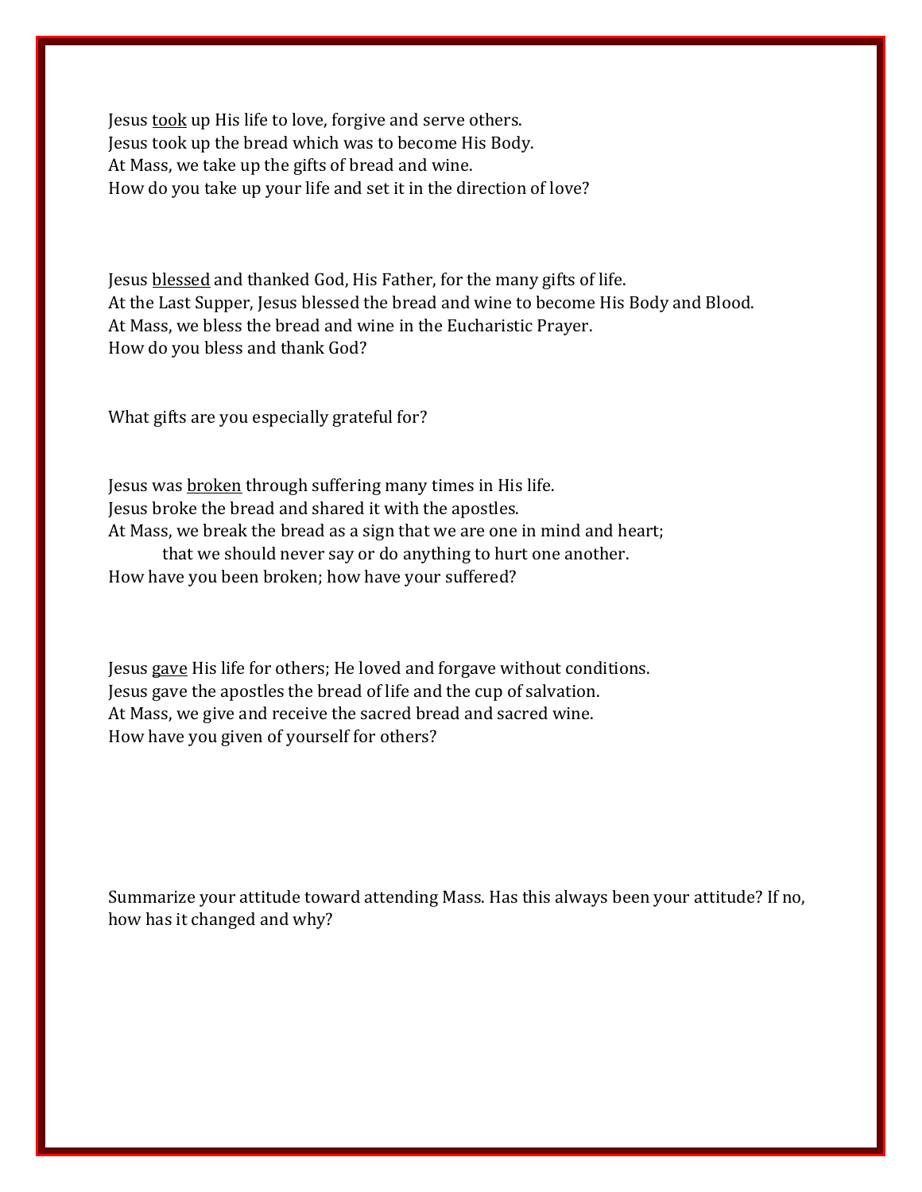Jesus <u>took</u> up His life to love, forgive and serve others.
Jesus took up the bread which was to become His Body.
At Mass, we take up the gifts of bread and wine.
How do you take up your life and set it in the direction of love?

Jesus <u>blessed</u> and thanked God, His Father, for the many gifts of life.
At the Last Supper, Jesus blessed the bread and wine to become His Body and Blood.
At Mass, we bless the bread and wine in the Eucharistic Prayer.
How do you bless and thank God?

What gifts are you especially grateful for?

Jesus was <u>broken</u> through suffering many times in His life.
Jesus broke the bread and shared it with the apostles.
At Mass, we break the bread as a sign that we are one in mind and heart;
that we should never say or do anything to hurt one another.
How have you been broken; how have your suffered?

Jesus <u>gave</u> His life for others; He loved and forgave without conditions.
Jesus gave the apostles the bread of life and the cup of salvation.
At Mass, we give and receive the sacred bread and sacred wine.
How have you given of yourself for others?

Summarize your attitude toward attending Mass. Has this always been your attitude? If no, how has it changed and why?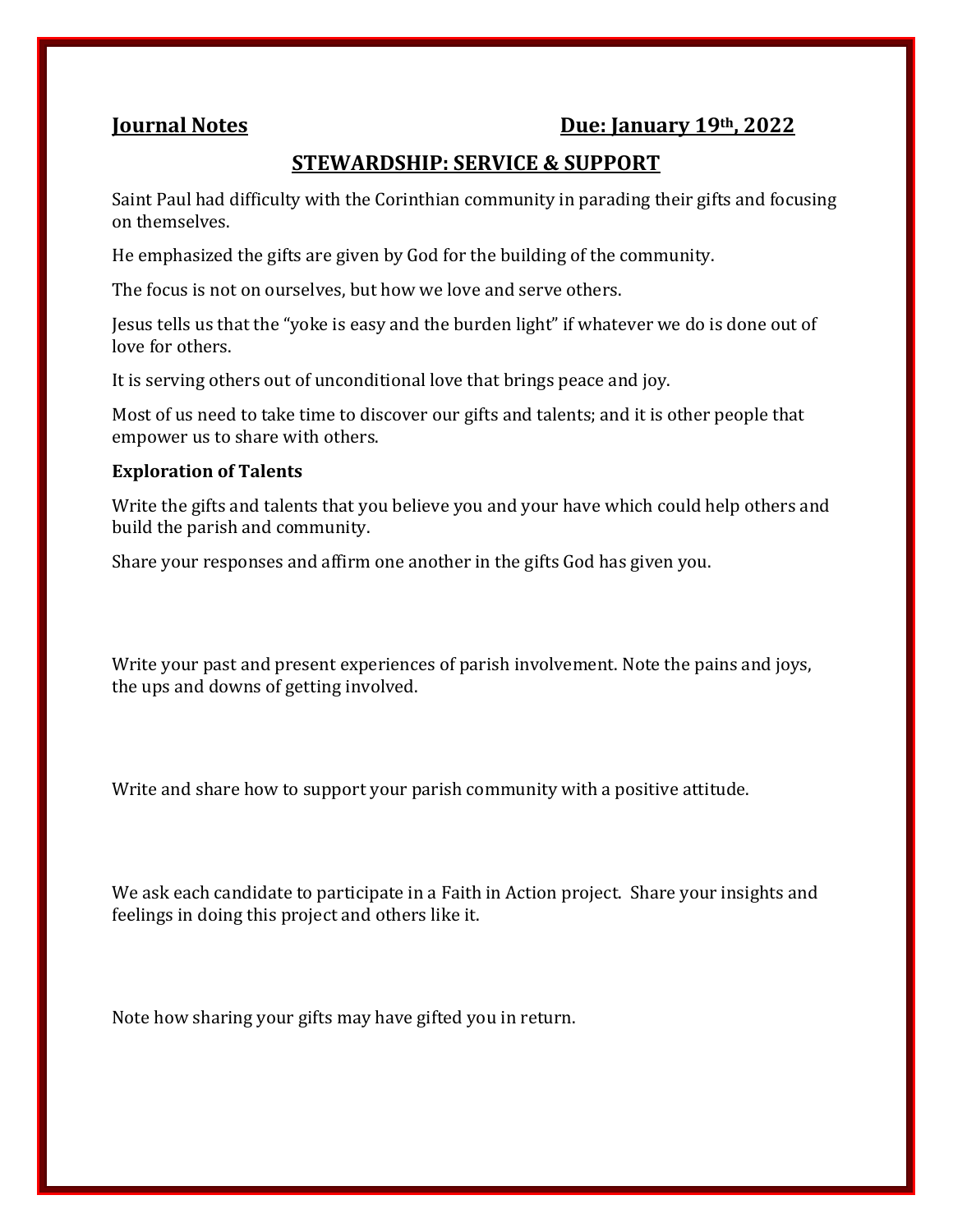**Journal Notes** **Due: January 19th, 2022**

## STEWARDSHIP: SERVICE & SUPPORT

Saint Paul had difficulty with the Corinthian community in parading their gifts and focusing on themselves.

He emphasized the gifts are given by God for the building of the community.

The focus is not on ourselves, but how we love and serve others.

Jesus tells us that the "yoke is easy and the burden light" if whatever we do is done out of love for others.

It is serving others out of unconditional love that brings peace and joy.

Most of us need to take time to discover our gifts and talents; and it is other people that empower us to share with others.

**Exploration of Talents**

Write the gifts and talents that you believe you and your have which could help others and build the parish and community.

Share your responses and affirm one another in the gifts God has given you.

Write your past and present experiences of parish involvement. Note the pains and joys, the ups and downs of getting involved.

Write and share how to support your parish community with a positive attitude.

We ask each candidate to participate in a Faith in Action project. Share your insights and feelings in doing this project and others like it.

Note how sharing your gifts may have gifted you in return.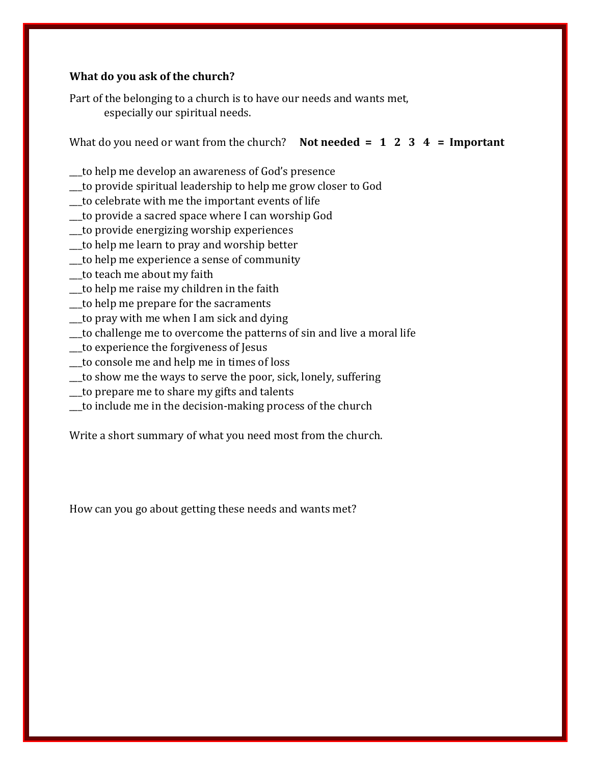**What do you ask of the church?**

Part of the belonging to a church is to have our needs and wants met, especially our spiritual needs.

What do you need or want from the church? **Not needed = 1 2 3 4 = Important**

___to help me develop an awareness of God's presence
___to provide spiritual leadership to help me grow closer to God
___to celebrate with me the important events of life
___to provide a sacred space where I can worship God
___to provide energizing worship experiences
___to help me learn to pray and worship better
___to help me experience a sense of community
___to teach me about my faith
___to help me raise my children in the faith
___to help me prepare for the sacraments
___to pray with me when I am sick and dying
___to challenge me to overcome the patterns of sin and live a moral life
___to experience the forgiveness of Jesus
___to console me and help me in times of loss
___to show me the ways to serve the poor, sick, lonely, suffering
___to prepare me to share my gifts and talents
___to include me in the decision-making process of the church

Write a short summary of what you need most from the church.

How can you go about getting these needs and wants met?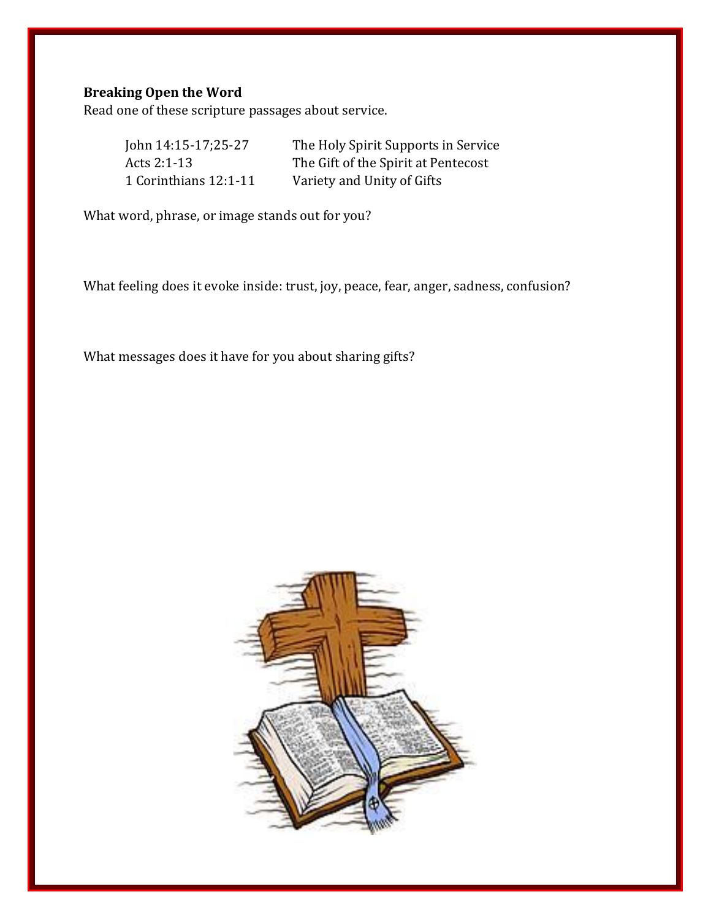**Breaking Open the Word**

Read one of these scripture passages about service.

| | |
|---|---|
| John 14:15-17;25-27 | The Holy Spirit Supports in Service |
| Acts 2:1-13 | The Gift of the Spirit at Pentecost |
| 1 Corinthians 12:1-11 | Variety and Unity of Gifts |

What word, phrase, or image stands out for you?

What feeling does it evoke inside: trust, joy, peace, fear, anger, sadness, confusion?

What messages does it have for you about sharing gifts?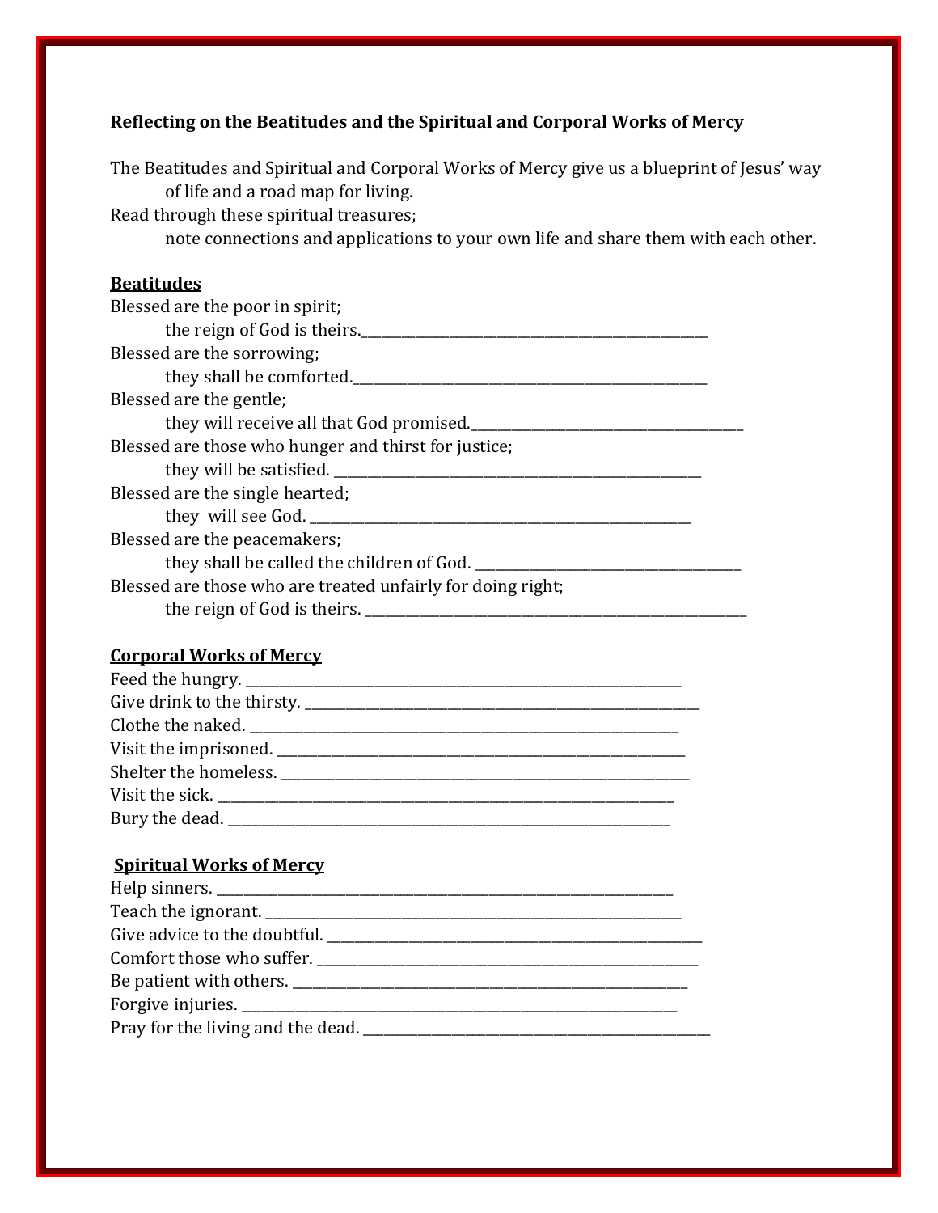**Reflecting on the Beatitudes and the Spiritual and Corporal Works of Mercy**

The Beatitudes and Spiritual and Corporal Works of Mercy give us a blueprint of Jesus' way of life and a road map for living.
Read through these spiritual treasures;
note connections and applications to your own life and share them with each other.

**Beatitudes**

Blessed are the poor in spirit;
the reign of God is theirs.______________________________________________

Blessed are the sorrowing;
they shall be comforted.______________________________________________

Blessed are the gentle;
they will receive all that God promised.__________________________________

Blessed are those who hunger and thirst for justice;
they will be satisfied. ______________________________________________

Blessed are the single hearted;
they will see God. ______________________________________________

Blessed are the peacemakers;
they shall be called the children of God. ________________________________

Blessed are those who are treated unfairly for doing right;
the reign of God is theirs. ______________________________________________

**Corporal Works of Mercy**

Feed the hungry. ______________________________________________
Give drink to the thirsty. ______________________________________________
Clothe the naked. ______________________________________________
Visit the imprisoned. ______________________________________________
Shelter the homeless. ______________________________________________
Visit the sick. ______________________________________________
Bury the dead. ______________________________________________

**Spiritual Works of Mercy**

Help sinners. ______________________________________________
Teach the ignorant. ______________________________________________
Give advice to the doubtful. ______________________________________________
Comfort those who suffer. ______________________________________________
Be patient with others. ______________________________________________
Forgive injuries. ______________________________________________
Pray for the living and the dead. ______________________________________________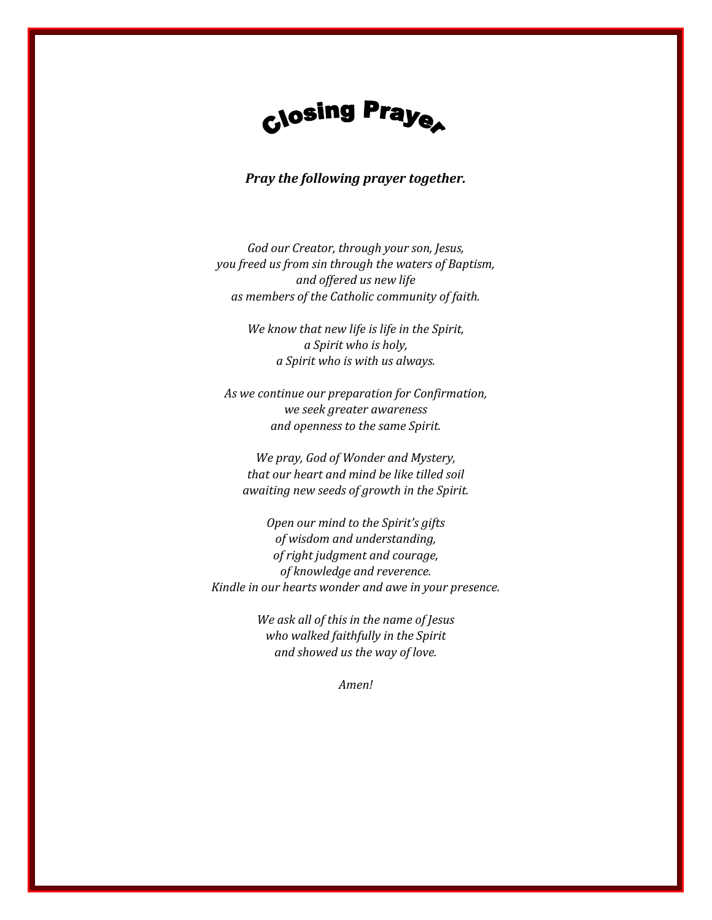# Closing Prayer

***Pray the following prayer together.***

*God our Creator, through your son, Jesus,*
*you freed us from sin through the waters of Baptism,*
*and offered us new life*
*as members of the Catholic community of faith.*

*We know that new life is life in the Spirit,*
*a Spirit who is holy,*
*a Spirit who is with us always.*

*As we continue our preparation for Confirmation,*
*we seek greater awareness*
*and openness to the same Spirit.*

*We pray, God of Wonder and Mystery,*
*that our heart and mind be like tilled soil*
*awaiting new seeds of growth in the Spirit.*

*Open our mind to the Spirit's gifts*
*of wisdom and understanding,*
*of right judgment and courage,*
*of knowledge and reverence.*
*Kindle in our hearts wonder and awe in your presence.*

*We ask all of this in the name of Jesus*
*who walked faithfully in the Spirit*
*and showed us the way of love.*

*Amen!*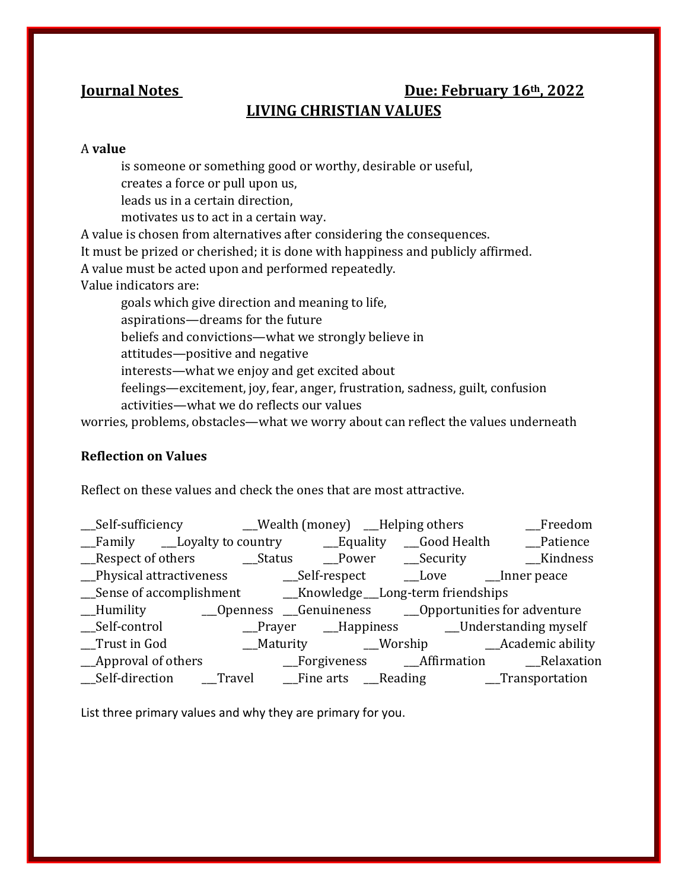**Journal Notes** **Due: February 16th, 2022**

## LIVING CHRISTIAN VALUES

A **value**

is someone or something good or worthy, desirable or useful,
creates a force or pull upon us,
leads us in a certain direction,
motivates us to act in a certain way.

A value is chosen from alternatives after considering the consequences.
It must be prized or cherished; it is done with happiness and publicly affirmed.
A value must be acted upon and performed repeatedly.
Value indicators are:

goals which give direction and meaning to life,
aspirations—dreams for the future
beliefs and convictions—what we strongly believe in
attitudes—positive and negative
interests—what we enjoy and get excited about
feelings—excitement, joy, fear, anger, frustration, sadness, guilt, confusion
activities—what we do reflects our values

worries, problems, obstacles—what we worry about can reflect the values underneath

**Reflection on Values**

Reflect on these values and check the ones that are most attractive.

___Self-sufficiency ___Wealth (money) ___Helping others ___Freedom
___Family ___Loyalty to country ___Equality ___Good Health ___Patience
___Respect of others ___Status ___Power ___Security ___Kindness
___Physical attractiveness ___Self-respect ___Love ___Inner peace
___Sense of accomplishment ___Knowledge ___Long-term friendships
___Humility ___Openness ___Genuineness ___Opportunities for adventure
___Self-control ___Prayer ___Happiness ___Understanding myself
___Trust in God ___Maturity ___Worship ___Academic ability
___Approval of others ___Forgiveness ___Affirmation ___Relaxation
___Self-direction ___Travel ___Fine arts ___Reading ___Transportation

List three primary values and why they are primary for you.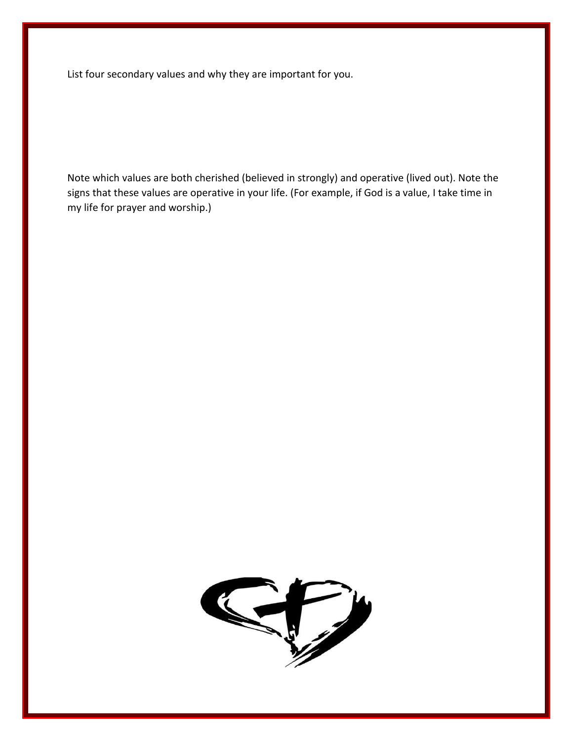List four secondary values and why they are important for you.

Note which values are both cherished (believed in strongly) and operative (lived out). Note the signs that these values are operative in your life. (For example, if God is a value, I take time in my life for prayer and worship.)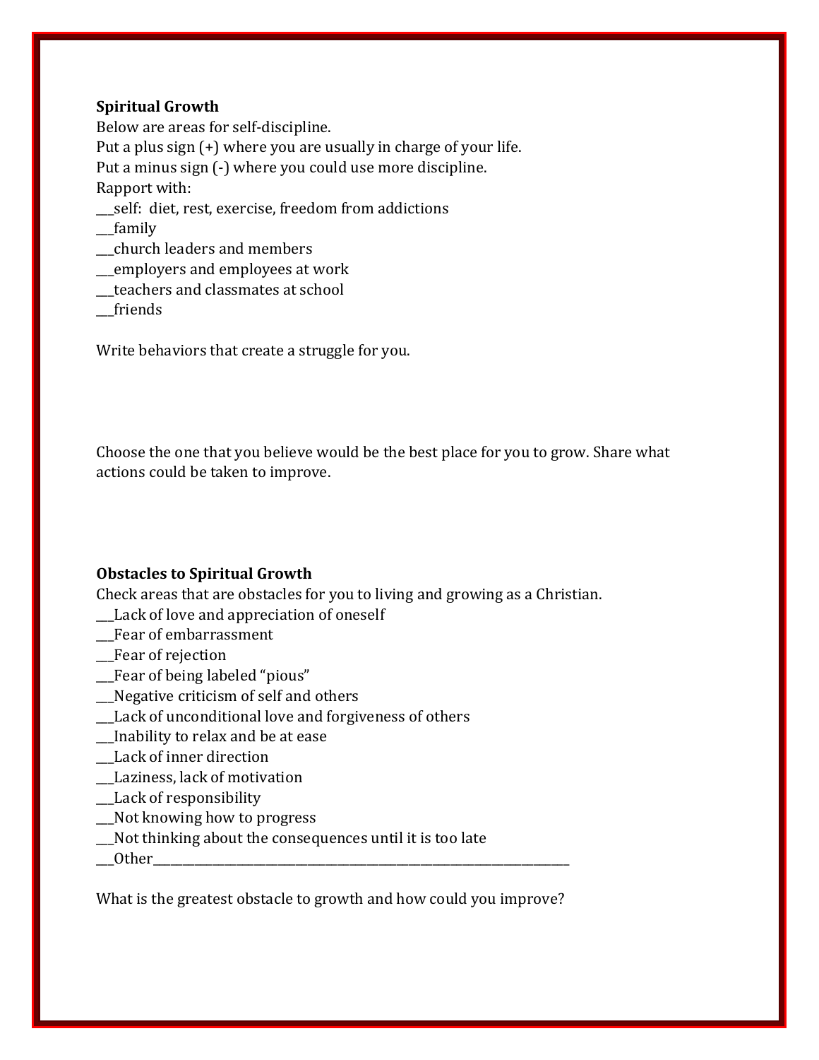**Spiritual Growth**

Below are areas for self-discipline.
Put a plus sign (+) where you are usually in charge of your life.
Put a minus sign (-) where you could use more discipline.
Rapport with:

___self: diet, rest, exercise, freedom from addictions
___family
___church leaders and members
___employers and employees at work
___teachers and classmates at school
___friends

Write behaviors that create a struggle for you.

Choose the one that you believe would be the best place for you to grow. Share what actions could be taken to improve.

**Obstacles to Spiritual Growth**

Check areas that are obstacles for you to living and growing as a Christian.

___Lack of love and appreciation of oneself
___Fear of embarrassment
___Fear of rejection
___Fear of being labeled "pious"
___Negative criticism of self and others
___Lack of unconditional love and forgiveness of others
___Inability to relax and be at ease
___Lack of inner direction
___Laziness, lack of motivation
___Lack of responsibility
___Not knowing how to progress
___Not thinking about the consequences until it is too late
___Other___________________________________________

What is the greatest obstacle to growth and how could you improve?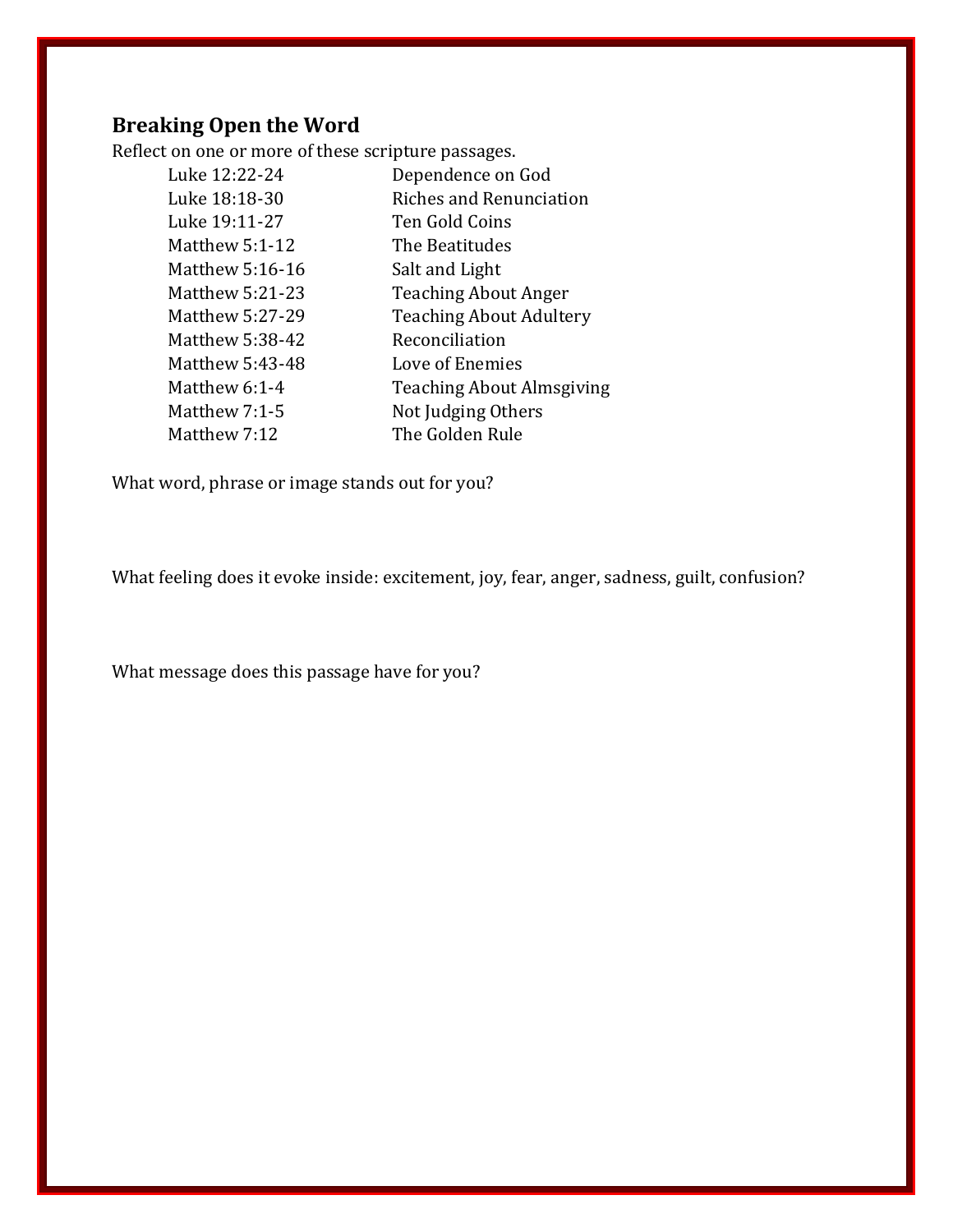## Breaking Open the Word

Reflect on one or more of these scripture passages.

| | |
|---|---|
| Luke 12:22-24 | Dependence on God |
| Luke 18:18-30 | Riches and Renunciation |
| Luke 19:11-27 | Ten Gold Coins |
| Matthew 5:1-12 | The Beatitudes |
| Matthew 5:16-16 | Salt and Light |
| Matthew 5:21-23 | Teaching About Anger |
| Matthew 5:27-29 | Teaching About Adultery |
| Matthew 5:38-42 | Reconciliation |
| Matthew 5:43-48 | Love of Enemies |
| Matthew 6:1-4 | Teaching About Almsgiving |
| Matthew 7:1-5 | Not Judging Others |
| Matthew 7:12 | The Golden Rule |

What word, phrase or image stands out for you?

What feeling does it evoke inside: excitement, joy, fear, anger, sadness, guilt, confusion?

What message does this passage have for you?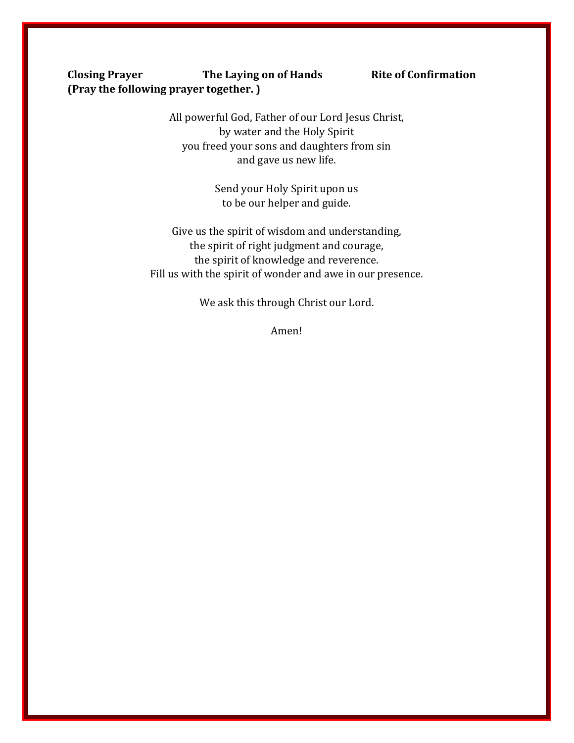**Closing Prayer** **The Laying on of Hands** **Rite of Confirmation**
**(Pray the following prayer together. )**

All powerful God, Father of our Lord Jesus Christ,
by water and the Holy Spirit
you freed your sons and daughters from sin
and gave us new life.

Send your Holy Spirit upon us
to be our helper and guide.

Give us the spirit of wisdom and understanding,
the spirit of right judgment and courage,
the spirit of knowledge and reverence.
Fill us with the spirit of wonder and awe in our presence.

We ask this through Christ our Lord.

Amen!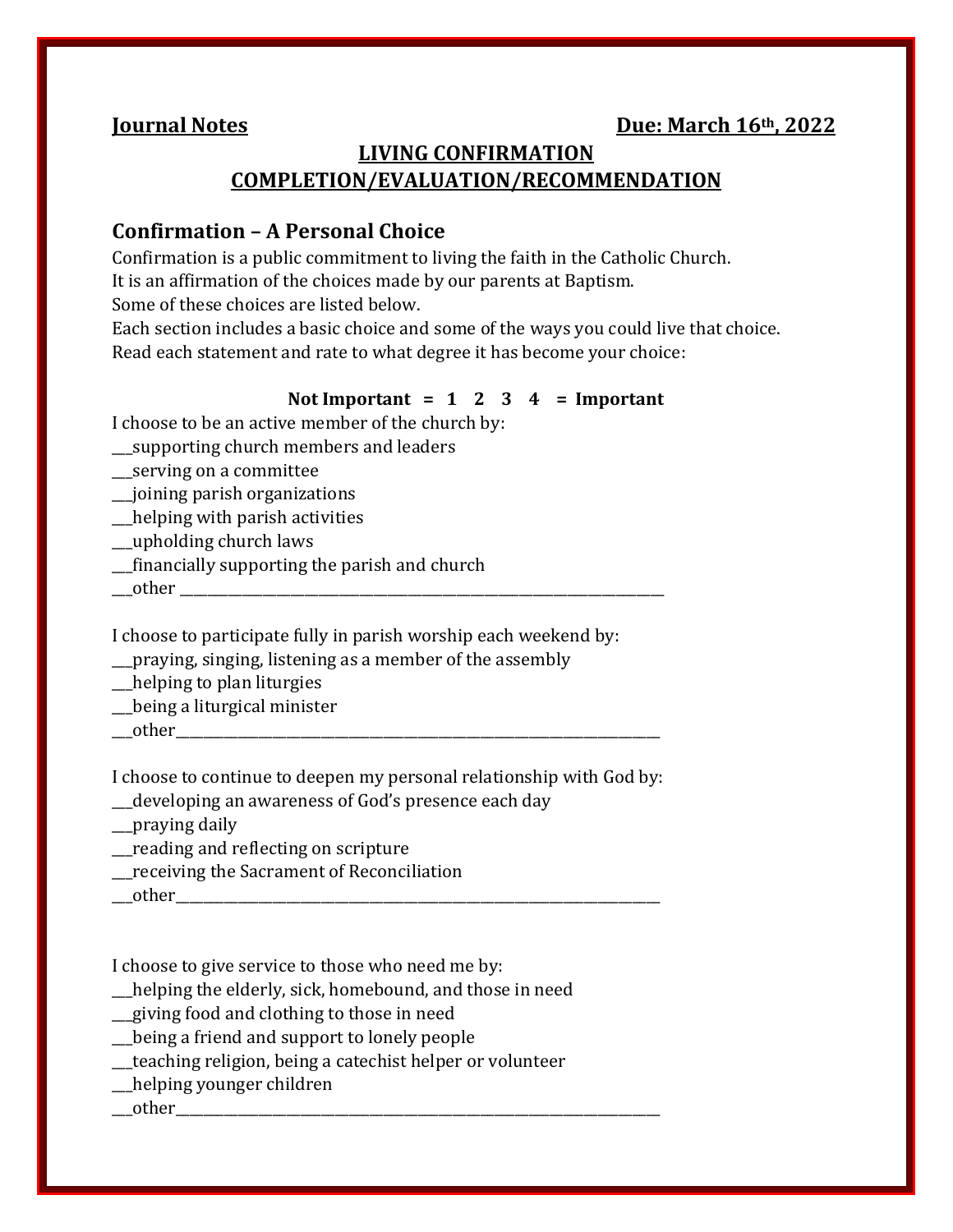**Journal Notes** **Due: March 16th, 2022**

## LIVING CONFIRMATION
## COMPLETION/EVALUATION/RECOMMENDATION

### Confirmation – A Personal Choice

Confirmation is a public commitment to living the faith in the Catholic Church.
It is an affirmation of the choices made by our parents at Baptism.
Some of these choices are listed below.
Each section includes a basic choice and some of the ways you could live that choice.
Read each statement and rate to what degree it has become your choice:

**Not Important = 1 2 3 4 = Important**

I choose to be an active member of the church by:
___supporting church members and leaders
___serving on a committee
___joining parish organizations
___helping with parish activities
___upholding church laws
___financially supporting the parish and church
___other ___________________________________________________________________

I choose to participate fully in parish worship each weekend by:
___praying, singing, listening as a member of the assembly
___helping to plan liturgies
___being a liturgical minister
___other___________________________________________________________________

I choose to continue to deepen my personal relationship with God by:
___developing an awareness of God's presence each day
___praying daily
___reading and reflecting on scripture
___receiving the Sacrament of Reconciliation
___other___________________________________________________________________

I choose to give service to those who need me by:
___helping the elderly, sick, homebound, and those in need
___giving food and clothing to those in need
___being a friend and support to lonely people
___teaching religion, being a catechist helper or volunteer
___helping younger children
___other___________________________________________________________________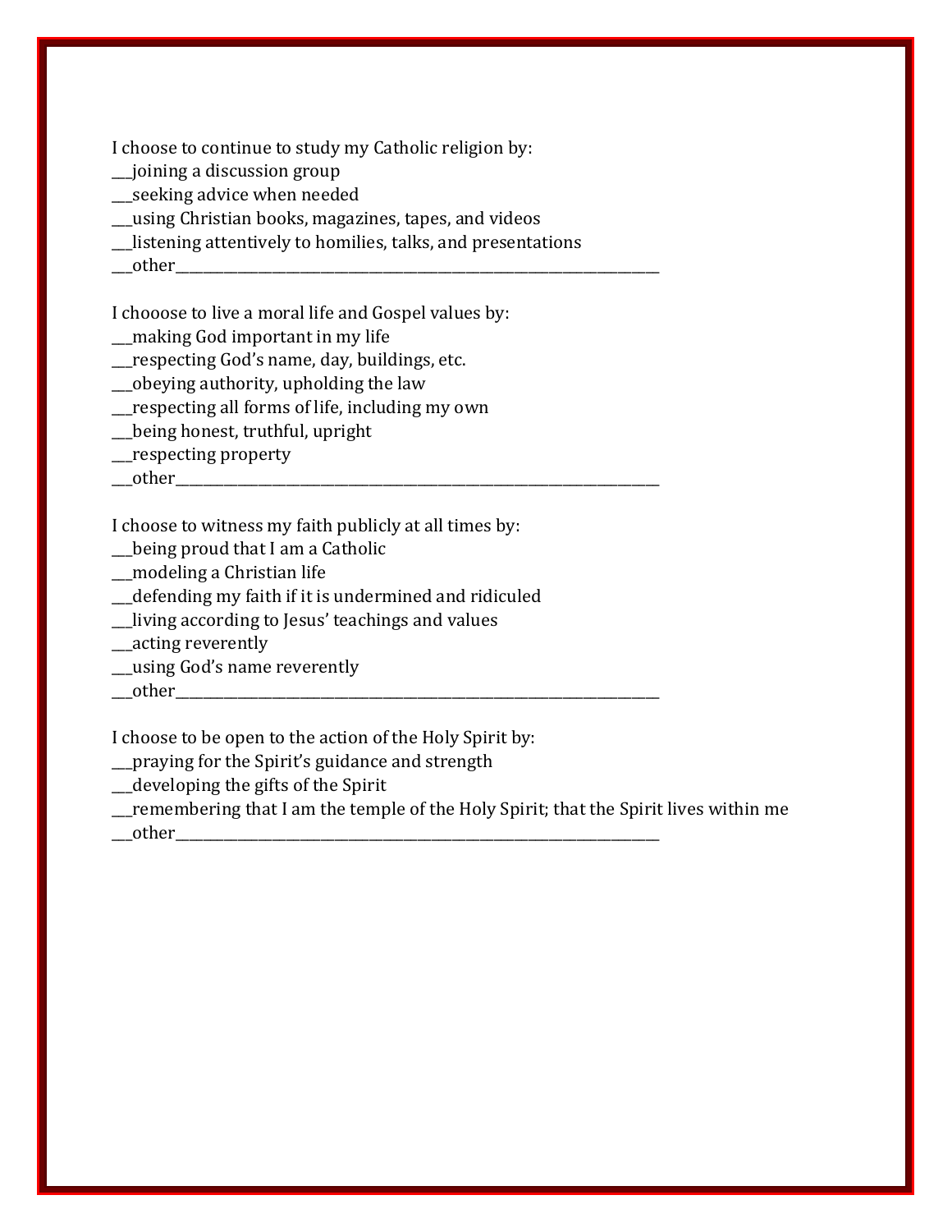I choose to continue to study my Catholic religion by:
___joining a discussion group
___seeking advice when needed
___using Christian books, magazines, tapes, and videos
___listening attentively to homilies, talks, and presentations
___other_______________________________________________________________________

I chooose to live a moral life and Gospel values by:
___making God important in my life
___respecting God's name, day, buildings, etc.
___obeying authority, upholding the law
___respecting all forms of life, including my own
___being honest, truthful, upright
___respecting property
___other_______________________________________________________________________

I choose to witness my faith publicly at all times by:
___being proud that I am a Catholic
___modeling a Christian life
___defending my faith if it is undermined and ridiculed
___living according to Jesus' teachings and values
___acting reverently
___using God's name reverently
___other_______________________________________________________________________

I choose to be open to the action of the Holy Spirit by:
___praying for the Spirit's guidance and strength
___developing the gifts of the Spirit
___remembering that I am the temple of the Holy Spirit; that the Spirit lives within me
___other_______________________________________________________________________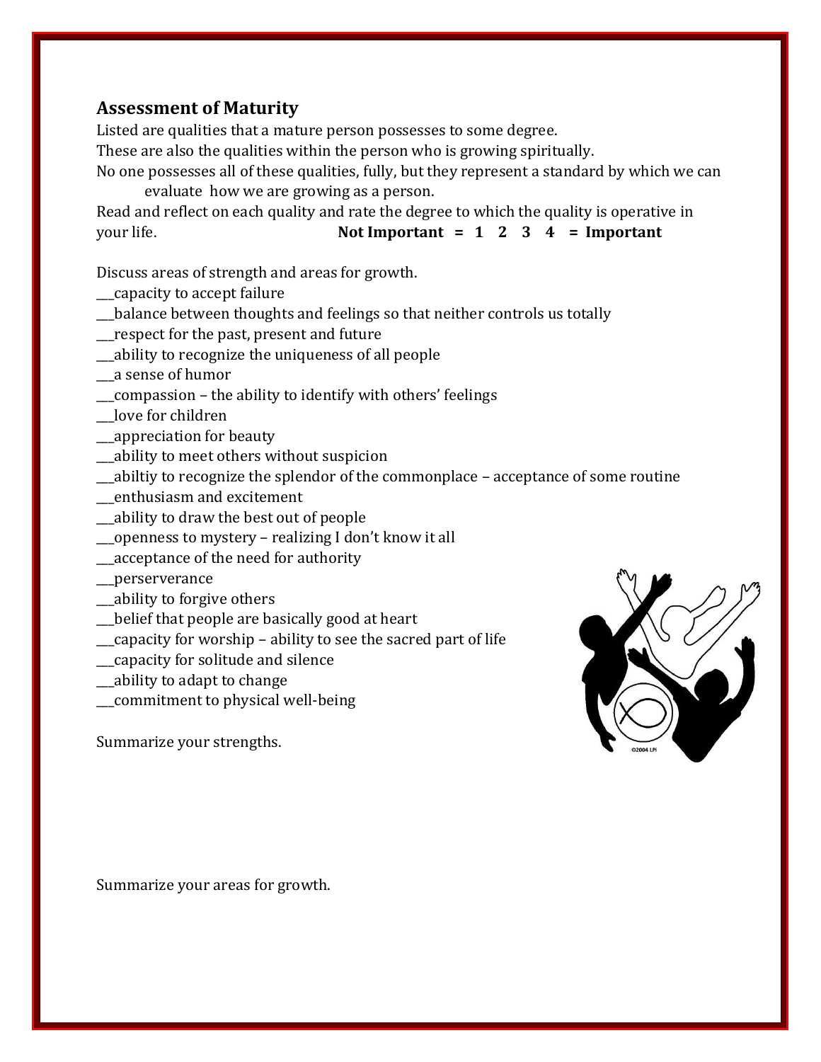## Assessment of Maturity

Listed are qualities that a mature person possesses to some degree.
These are also the qualities within the person who is growing spiritually.
No one possesses all of these qualities, fully, but they represent a standard by which we can evaluate how we are growing as a person.
Read and reflect on each quality and rate the degree to which the quality is operative in your life. **Not Important = 1 2 3 4 = Important**

Discuss areas of strength and areas for growth.

___capacity to accept failure
___balance between thoughts and feelings so that neither controls us totally
___respect for the past, present and future
___ability to recognize the uniqueness of all people
___a sense of humor
___compassion – the ability to identify with others' feelings
___love for children
___appreciation for beauty
___ability to meet others without suspicion
___abiltiy to recognize the splendor of the commonplace – acceptance of some routine
___enthusiasm and excitement
___ability to draw the best out of people
___openness to mystery – realizing I don't know it all
___acceptance of the need for authority
___perserverance
___ability to forgive others
___belief that people are basically good at heart
___capacity for worship – ability to see the sacred part of life
___capacity for solitude and silence
___ability to adapt to change
___commitment to physical well-being

Summarize your strengths.

Summarize your areas for growth.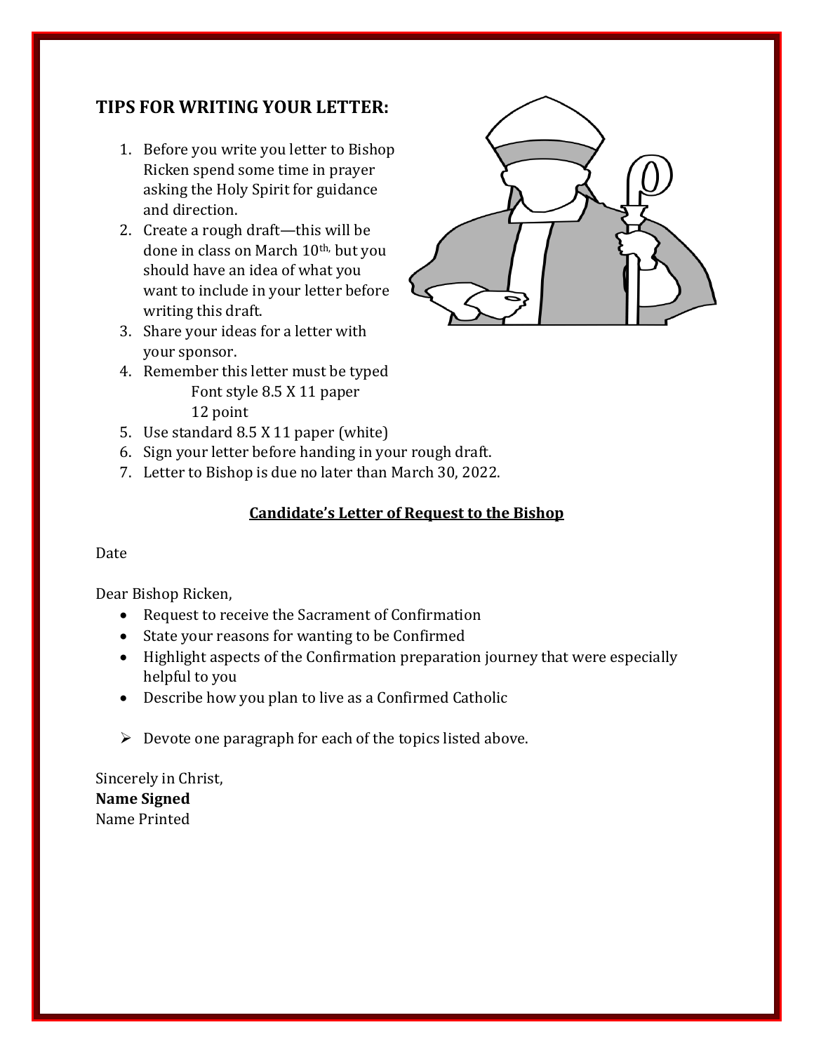## TIPS FOR WRITING YOUR LETTER:

1. Before you write you letter to Bishop Ricken spend some time in prayer asking the Holy Spirit for guidance and direction.
2. Create a rough draft—this will be done in class on March 10th, but you should have an idea of what you want to include in your letter before writing this draft.
3. Share your ideas for a letter with your sponsor.
4. Remember this letter must be typed
   Font style 8.5 X 11 paper
   12 point
5. Use standard 8.5 X 11 paper (white)
6. Sign your letter before handing in your rough draft.
7. Letter to Bishop is due no later than March 30, 2022.

**Candidate's Letter of Request to the Bishop**

Date

Dear Bishop Ricken,

- Request to receive the Sacrament of Confirmation
- State your reasons for wanting to be Confirmed
- Highlight aspects of the Confirmation preparation journey that were especially helpful to you
- Describe how you plan to live as a Confirmed Catholic

➢ Devote one paragraph for each of the topics listed above.

Sincerely in Christ,
**Name Signed**
Name Printed